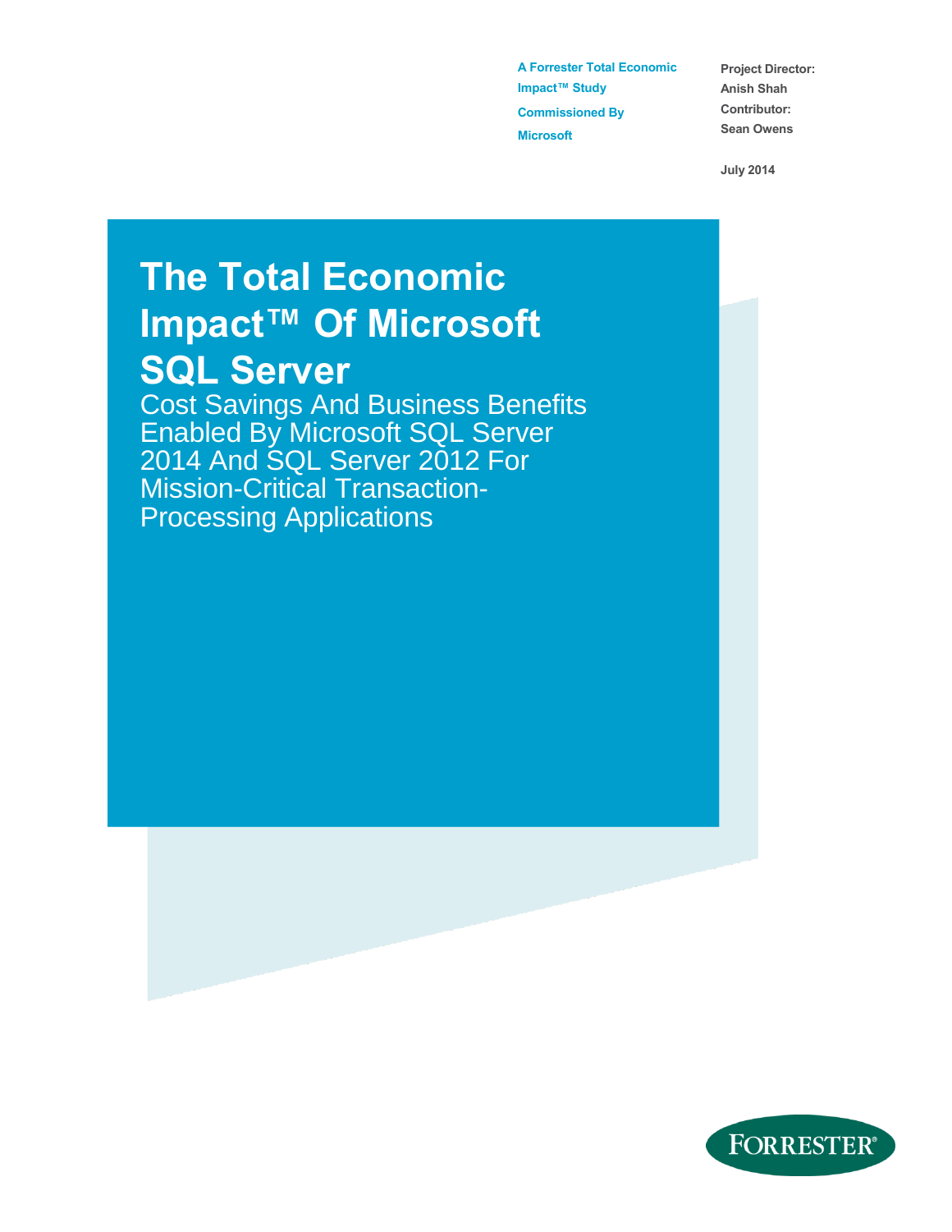A Forrester Total Economic Impact™ Study
Commissioned By Microsoft

Project Director: Anish Shah
Contributor: Sean Owens

July 2014

# The Total Economic Impact™ Of Microsoft SQL Server

## Cost Savings And Business Benefits Enabled By Microsoft SQL Server 2014 And SQL Server 2012 For Mission-Critical Transaction-Processing Applications

FORRESTER®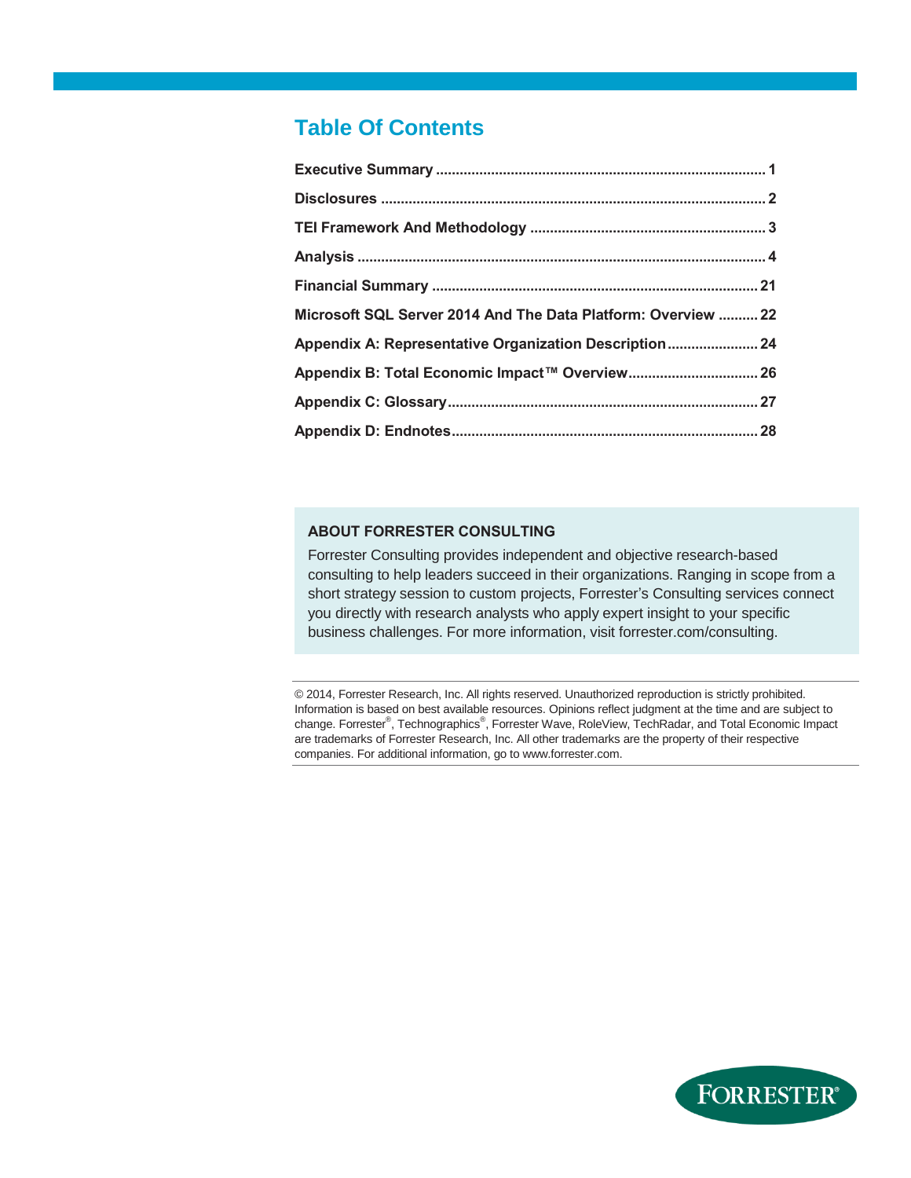## Table Of Contents

| | |
|---|---|
| **Executive Summary** | **1** |
| **Disclosures** | **2** |
| **TEI Framework And Methodology** | **3** |
| **Analysis** | **4** |
| **Financial Summary** | **21** |
| **Microsoft SQL Server 2014 And The Data Platform: Overview** | **22** |
| **Appendix A: Representative Organization Description** | **24** |
| **Appendix B: Total Economic Impact™ Overview** | **26** |
| **Appendix C: Glossary** | **27** |
| **Appendix D: Endnotes** | **28** |

**ABOUT FORRESTER CONSULTING**

Forrester Consulting provides independent and objective research-based consulting to help leaders succeed in their organizations. Ranging in scope from a short strategy session to custom projects, Forrester's Consulting services connect you directly with research analysts who apply expert insight to your specific business challenges. For more information, visit forrester.com/consulting.

© 2014, Forrester Research, Inc. All rights reserved. Unauthorized reproduction is strictly prohibited. Information is based on best available resources. Opinions reflect judgment at the time and are subject to change. Forrester®, Technographics®, Forrester Wave, RoleView, TechRadar, and Total Economic Impact are trademarks of Forrester Research, Inc. All other trademarks are the property of their respective companies. For additional information, go to www.forrester.com.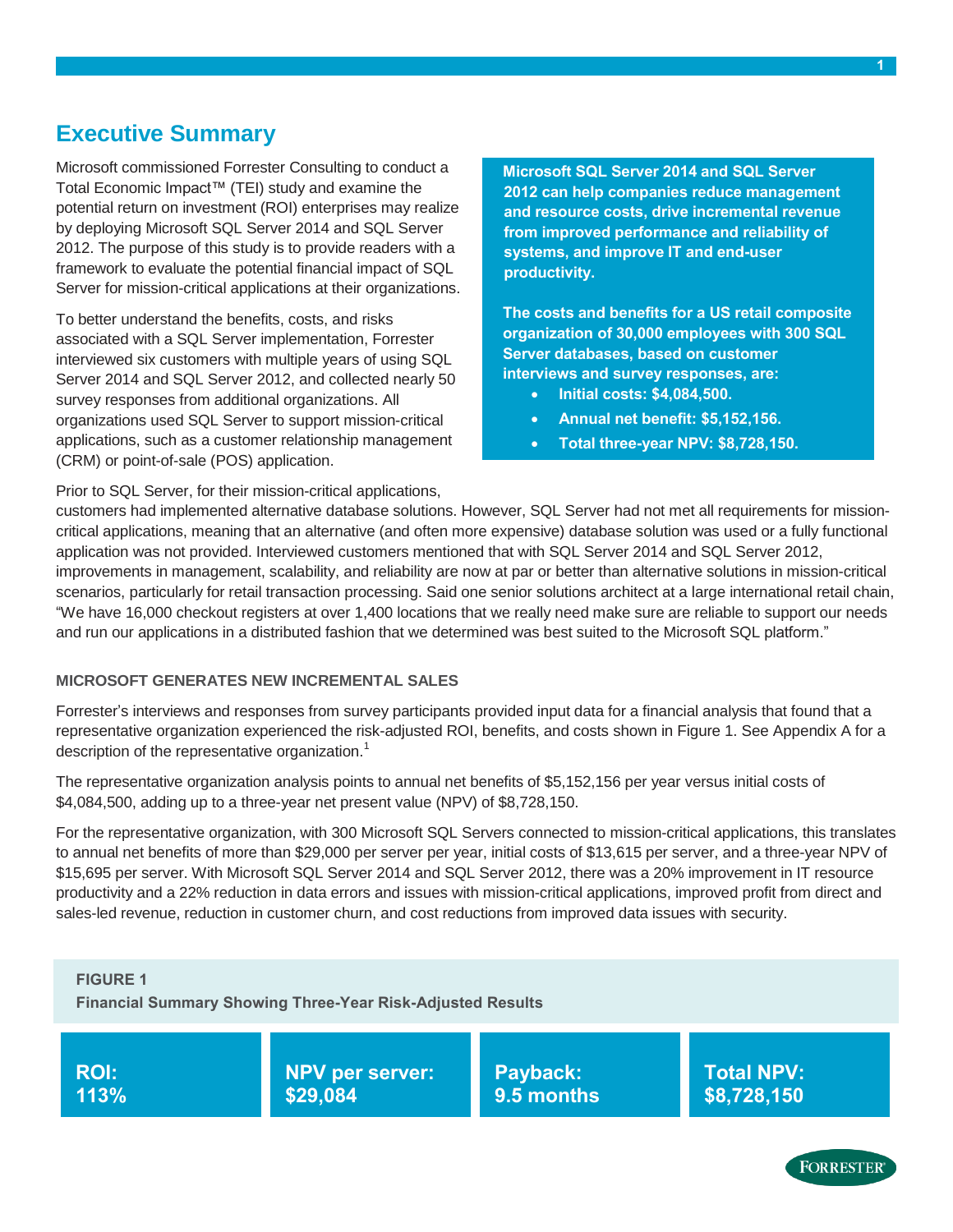## Executive Summary

Microsoft commissioned Forrester Consulting to conduct a Total Economic Impact™ (TEI) study and examine the potential return on investment (ROI) enterprises may realize by deploying Microsoft SQL Server 2014 and SQL Server 2012. The purpose of this study is to provide readers with a framework to evaluate the potential financial impact of SQL Server for mission-critical applications at their organizations.

**Microsoft SQL Server 2014 and SQL Server 2012 can help companies reduce management and resource costs, drive incremental revenue from improved performance and reliability of systems, and improve IT and end-user productivity.**

**The costs and benefits for a US retail composite organization of 30,000 employees with 300 SQL Server databases, based on customer interviews and survey responses, are:**

- **Initial costs: $4,084,500.**
- **Annual net benefit: $5,152,156.**
- **Total three-year NPV: $8,728,150.**

To better understand the benefits, costs, and risks associated with a SQL Server implementation, Forrester interviewed six customers with multiple years of using SQL Server 2014 and SQL Server 2012, and collected nearly 50 survey responses from additional organizations. All organizations used SQL Server to support mission-critical applications, such as a customer relationship management (CRM) or point-of-sale (POS) application.

Prior to SQL Server, for their mission-critical applications, customers had implemented alternative database solutions. However, SQL Server had not met all requirements for mission-critical applications, meaning that an alternative (and often more expensive) database solution was used or a fully functional application was not provided. Interviewed customers mentioned that with SQL Server 2014 and SQL Server 2012, improvements in management, scalability, and reliability are now at par or better than alternative solutions in mission-critical scenarios, particularly for retail transaction processing. Said one senior solutions architect at a large international retail chain, "We have 16,000 checkout registers at over 1,400 locations that we really need make sure are reliable to support our needs and run our applications in a distributed fashion that we determined was best suited to the Microsoft SQL platform."

### MICROSOFT GENERATES NEW INCREMENTAL SALES

Forrester's interviews and responses from survey participants provided input data for a financial analysis that found that a representative organization experienced the risk-adjusted ROI, benefits, and costs shown in Figure 1. See Appendix A for a description of the representative organization.[1]

The representative organization analysis points to annual net benefits of $5,152,156 per year versus initial costs of $4,084,500, adding up to a three-year net present value (NPV) of $8,728,150.

For the representative organization, with 300 Microsoft SQL Servers connected to mission-critical applications, this translates to annual net benefits of more than $29,000 per server per year, initial costs of $13,615 per server, and a three-year NPV of $15,695 per server. With Microsoft SQL Server 2014 and SQL Server 2012, there was a 20% improvement in IT resource productivity and a 22% reduction in data errors and issues with mission-critical applications, improved profit from direct and sales-led revenue, reduction in customer churn, and cost reductions from improved data issues with security.

**FIGURE 1**
**Financial Summary Showing Three-Year Risk-Adjusted Results**

| ROI: | NPV per server: | Payback: | Total NPV: |
|---|---|---|---|
| 113% | $29,084 | 9.5 months | $8,728,150 |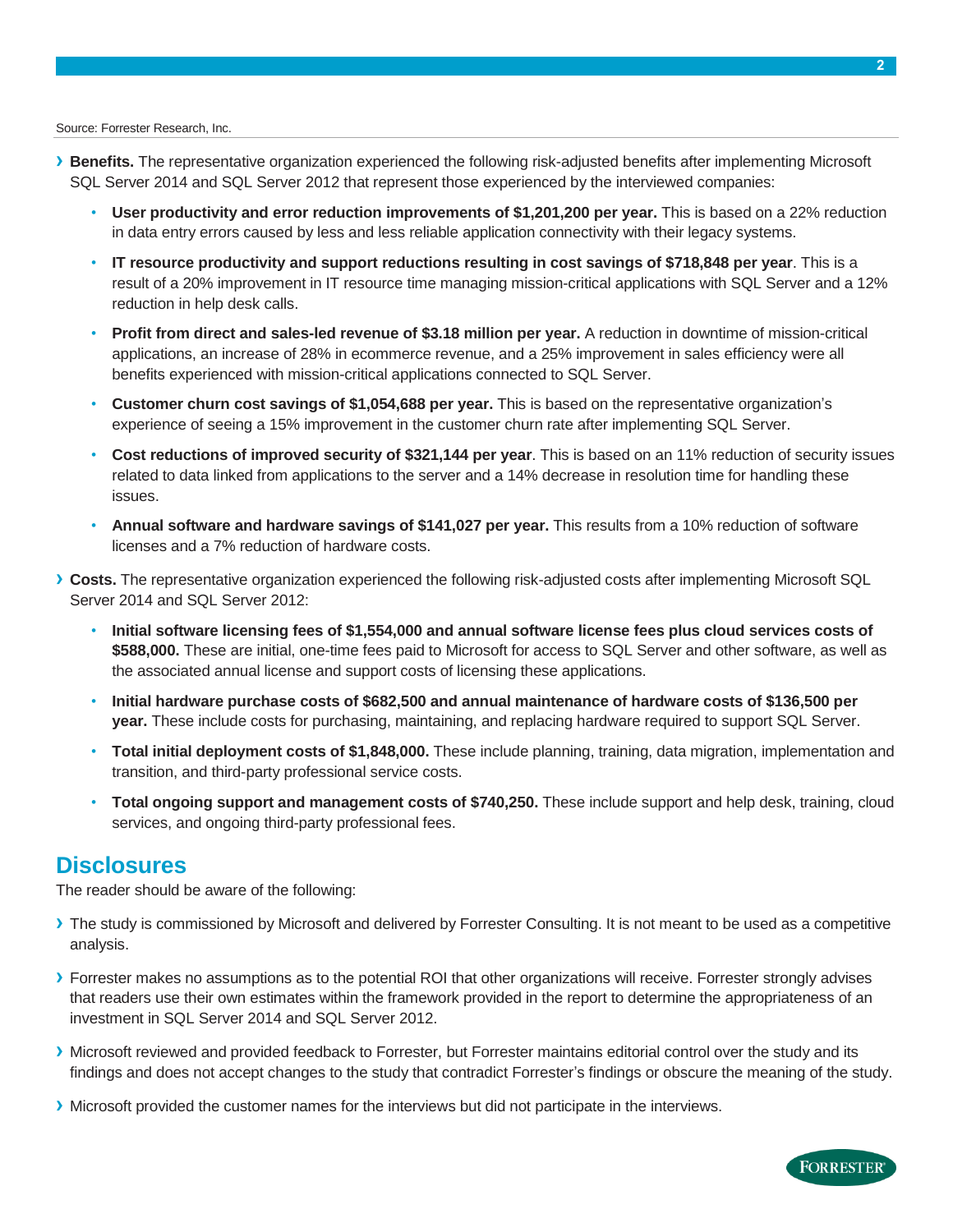Source: Forrester Research, Inc.

- **Benefits.** The representative organization experienced the following risk-adjusted benefits after implementing Microsoft SQL Server 2014 and SQL Server 2012 that represent those experienced by the interviewed companies:
  - **User productivity and error reduction improvements of $1,201,200 per year.** This is based on a 22% reduction in data entry errors caused by less and less reliable application connectivity with their legacy systems.
  - **IT resource productivity and support reductions resulting in cost savings of $718,848 per year**. This is a result of a 20% improvement in IT resource time managing mission-critical applications with SQL Server and a 12% reduction in help desk calls.
  - **Profit from direct and sales-led revenue of $3.18 million per year.** A reduction in downtime of mission-critical applications, an increase of 28% in ecommerce revenue, and a 25% improvement in sales efficiency were all benefits experienced with mission-critical applications connected to SQL Server.
  - **Customer churn cost savings of $1,054,688 per year.** This is based on the representative organization's experience of seeing a 15% improvement in the customer churn rate after implementing SQL Server.
  - **Cost reductions of improved security of $321,144 per year**. This is based on an 11% reduction of security issues related to data linked from applications to the server and a 14% decrease in resolution time for handling these issues.
  - **Annual software and hardware savings of $141,027 per year.** This results from a 10% reduction of software licenses and a 7% reduction of hardware costs.
- **Costs.** The representative organization experienced the following risk-adjusted costs after implementing Microsoft SQL Server 2014 and SQL Server 2012:
  - **Initial software licensing fees of $1,554,000 and annual software license fees plus cloud services costs of $588,000.** These are initial, one-time fees paid to Microsoft for access to SQL Server and other software, as well as the associated annual license and support costs of licensing these applications.
  - **Initial hardware purchase costs of $682,500 and annual maintenance of hardware costs of $136,500 per year.** These include costs for purchasing, maintaining, and replacing hardware required to support SQL Server.
  - **Total initial deployment costs of $1,848,000.** These include planning, training, data migration, implementation and transition, and third-party professional service costs.
  - **Total ongoing support and management costs of $740,250.** These include support and help desk, training, cloud services, and ongoing third-party professional fees.

## Disclosures

The reader should be aware of the following:

- The study is commissioned by Microsoft and delivered by Forrester Consulting. It is not meant to be used as a competitive analysis.
- Forrester makes no assumptions as to the potential ROI that other organizations will receive. Forrester strongly advises that readers use their own estimates within the framework provided in the report to determine the appropriateness of an investment in SQL Server 2014 and SQL Server 2012.
- Microsoft reviewed and provided feedback to Forrester, but Forrester maintains editorial control over the study and its findings and does not accept changes to the study that contradict Forrester's findings or obscure the meaning of the study.
- Microsoft provided the customer names for the interviews but did not participate in the interviews.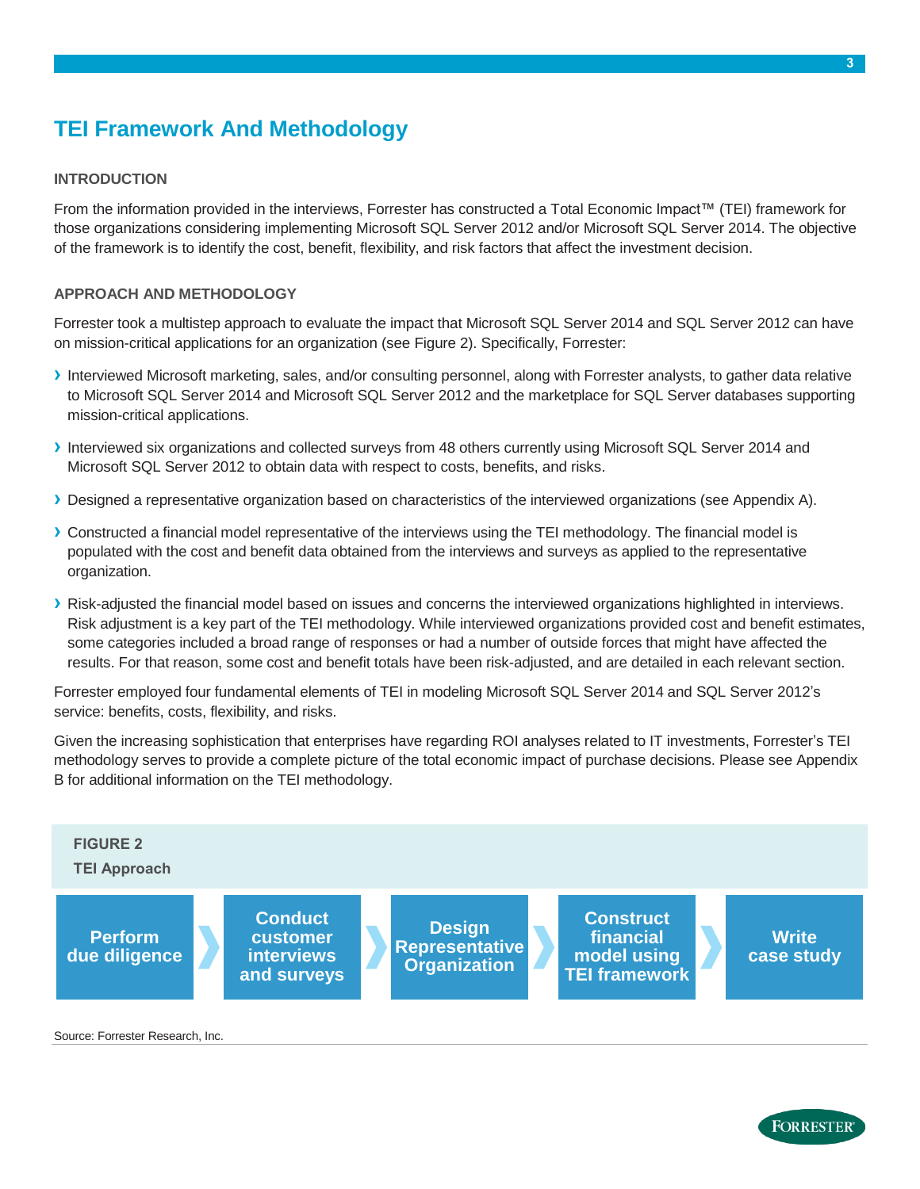## TEI Framework And Methodology

### INTRODUCTION

From the information provided in the interviews, Forrester has constructed a Total Economic Impact™ (TEI) framework for those organizations considering implementing Microsoft SQL Server 2012 and/or Microsoft SQL Server 2014. The objective of the framework is to identify the cost, benefit, flexibility, and risk factors that affect the investment decision.

### APPROACH AND METHODOLOGY

Forrester took a multistep approach to evaluate the impact that Microsoft SQL Server 2014 and SQL Server 2012 can have on mission-critical applications for an organization (see Figure 2). Specifically, Forrester:

- Interviewed Microsoft marketing, sales, and/or consulting personnel, along with Forrester analysts, to gather data relative to Microsoft SQL Server 2014 and Microsoft SQL Server 2012 and the marketplace for SQL Server databases supporting mission-critical applications.
- Interviewed six organizations and collected surveys from 48 others currently using Microsoft SQL Server 2014 and Microsoft SQL Server 2012 to obtain data with respect to costs, benefits, and risks.
- Designed a representative organization based on characteristics of the interviewed organizations (see Appendix A).
- Constructed a financial model representative of the interviews using the TEI methodology. The financial model is populated with the cost and benefit data obtained from the interviews and surveys as applied to the representative organization.
- Risk-adjusted the financial model based on issues and concerns the interviewed organizations highlighted in interviews. Risk adjustment is a key part of the TEI methodology. While interviewed organizations provided cost and benefit estimates, some categories included a broad range of responses or had a number of outside forces that might have affected the results. For that reason, some cost and benefit totals have been risk-adjusted, and are detailed in each relevant section.

Forrester employed four fundamental elements of TEI in modeling Microsoft SQL Server 2014 and SQL Server 2012's service: benefits, costs, flexibility, and risks.

Given the increasing sophistication that enterprises have regarding ROI analyses related to IT investments, Forrester's TEI methodology serves to provide a complete picture of the total economic impact of purchase decisions. Please see Appendix B for additional information on the TEI methodology.

**FIGURE 2**
**TEI Approach**

Perform due diligence › Conduct customer interviews and surveys › Design Representative Organization › Construct financial model using TEI framework › Write case study

Source: Forrester Research, Inc.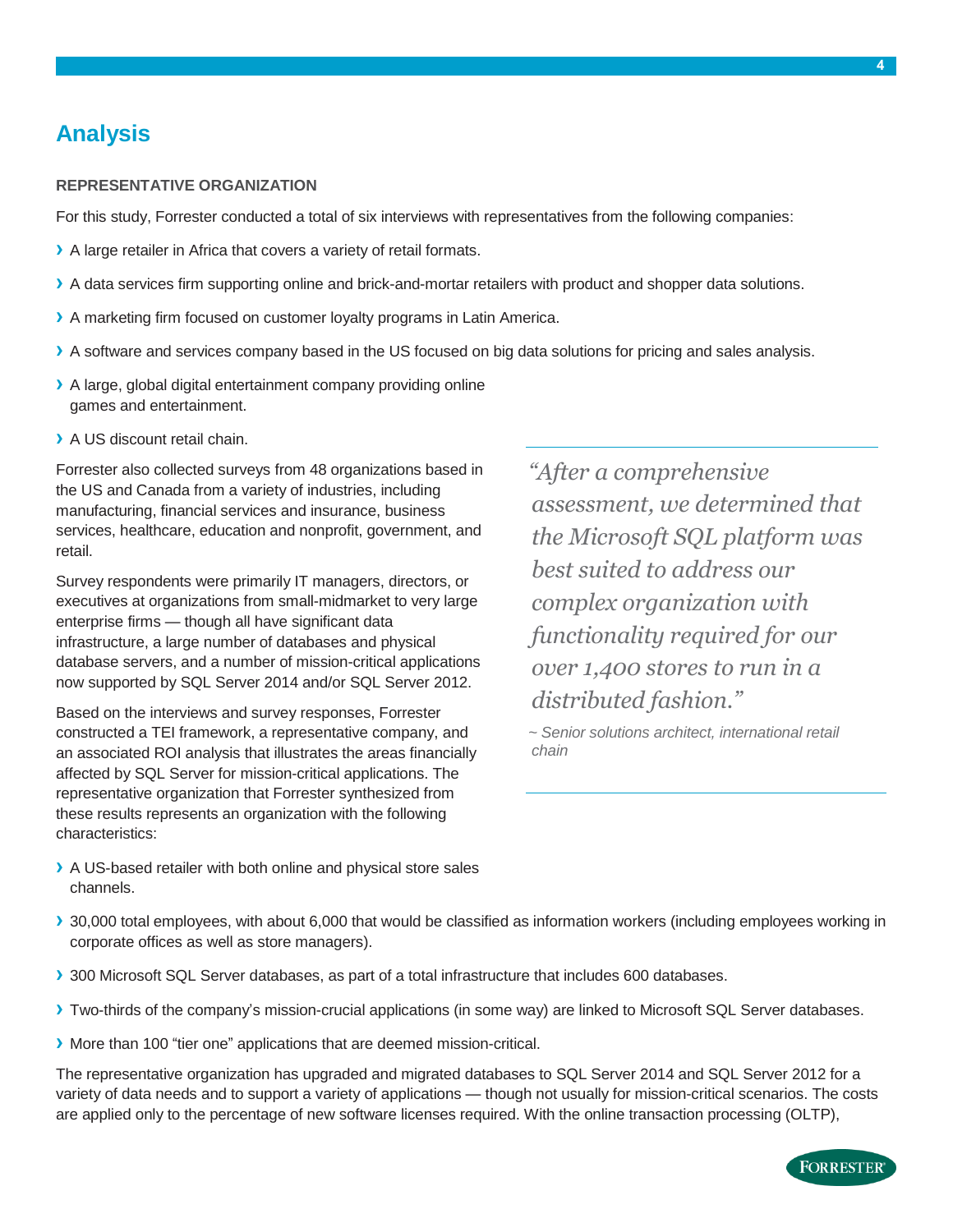# Analysis

**REPRESENTATIVE ORGANIZATION**

For this study, Forrester conducted a total of six interviews with representatives from the following companies:

- A large retailer in Africa that covers a variety of retail formats.
- A data services firm supporting online and brick-and-mortar retailers with product and shopper data solutions.
- A marketing firm focused on customer loyalty programs in Latin America.
- A software and services company based in the US focused on big data solutions for pricing and sales analysis.
- A large, global digital entertainment company providing online games and entertainment.
- A US discount retail chain.

Forrester also collected surveys from 48 organizations based in the US and Canada from a variety of industries, including manufacturing, financial services and insurance, business services, healthcare, education and nonprofit, government, and retail.

Survey respondents were primarily IT managers, directors, or executives at organizations from small-midmarket to very large enterprise firms — though all have significant data infrastructure, a large number of databases and physical database servers, and a number of mission-critical applications now supported by SQL Server 2014 and/or SQL Server 2012.

Based on the interviews and survey responses, Forrester constructed a TEI framework, a representative company, and an associated ROI analysis that illustrates the areas financially affected by SQL Server for mission-critical applications. The representative organization that Forrester synthesized from these results represents an organization with the following characteristics:

> *"After a comprehensive assessment, we determined that the Microsoft SQL platform was best suited to address our complex organization with functionality required for our over 1,400 stores to run in a distributed fashion."*
>
> *~ Senior solutions architect, international retail chain*

- A US-based retailer with both online and physical store sales channels.
- 30,000 total employees, with about 6,000 that would be classified as information workers (including employees working in corporate offices as well as store managers).
- 300 Microsoft SQL Server databases, as part of a total infrastructure that includes 600 databases.
- Two-thirds of the company's mission-crucial applications (in some way) are linked to Microsoft SQL Server databases.
- More than 100 "tier one" applications that are deemed mission-critical.

The representative organization has upgraded and migrated databases to SQL Server 2014 and SQL Server 2012 for a variety of data needs and to support a variety of applications — though not usually for mission-critical scenarios. The costs are applied only to the percentage of new software licenses required. With the online transaction processing (OLTP),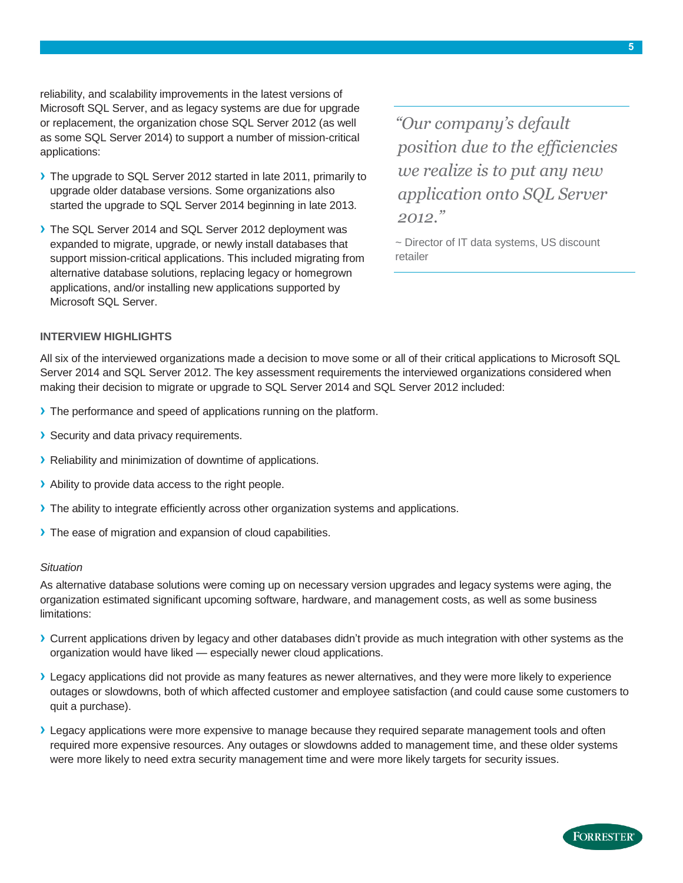reliability, and scalability improvements in the latest versions of Microsoft SQL Server, and as legacy systems are due for upgrade or replacement, the organization chose SQL Server 2012 (as well as some SQL Server 2014) to support a number of mission-critical applications:

- The upgrade to SQL Server 2012 started in late 2011, primarily to upgrade older database versions. Some organizations also started the upgrade to SQL Server 2014 beginning in late 2013.
- The SQL Server 2014 and SQL Server 2012 deployment was expanded to migrate, upgrade, or newly install databases that support mission-critical applications. This included migrating from alternative database solutions, replacing legacy or homegrown applications, and/or installing new applications supported by Microsoft SQL Server.

> *"Our company's default position due to the efficiencies we realize is to put any new application onto SQL Server 2012."*
>
> ~ Director of IT data systems, US discount retailer

#### INTERVIEW HIGHLIGHTS

All six of the interviewed organizations made a decision to move some or all of their critical applications to Microsoft SQL Server 2014 and SQL Server 2012. The key assessment requirements the interviewed organizations considered when making their decision to migrate or upgrade to SQL Server 2014 and SQL Server 2012 included:

- The performance and speed of applications running on the platform.
- Security and data privacy requirements.
- Reliability and minimization of downtime of applications.
- Ability to provide data access to the right people.
- The ability to integrate efficiently across other organization systems and applications.
- The ease of migration and expansion of cloud capabilities.

*Situation*

As alternative database solutions were coming up on necessary version upgrades and legacy systems were aging, the organization estimated significant upcoming software, hardware, and management costs, as well as some business limitations:

- Current applications driven by legacy and other databases didn't provide as much integration with other systems as the organization would have liked — especially newer cloud applications.
- Legacy applications did not provide as many features as newer alternatives, and they were more likely to experience outages or slowdowns, both of which affected customer and employee satisfaction (and could cause some customers to quit a purchase).
- Legacy applications were more expensive to manage because they required separate management tools and often required more expensive resources. Any outages or slowdowns added to management time, and these older systems were more likely to need extra security management time and were more likely targets for security issues.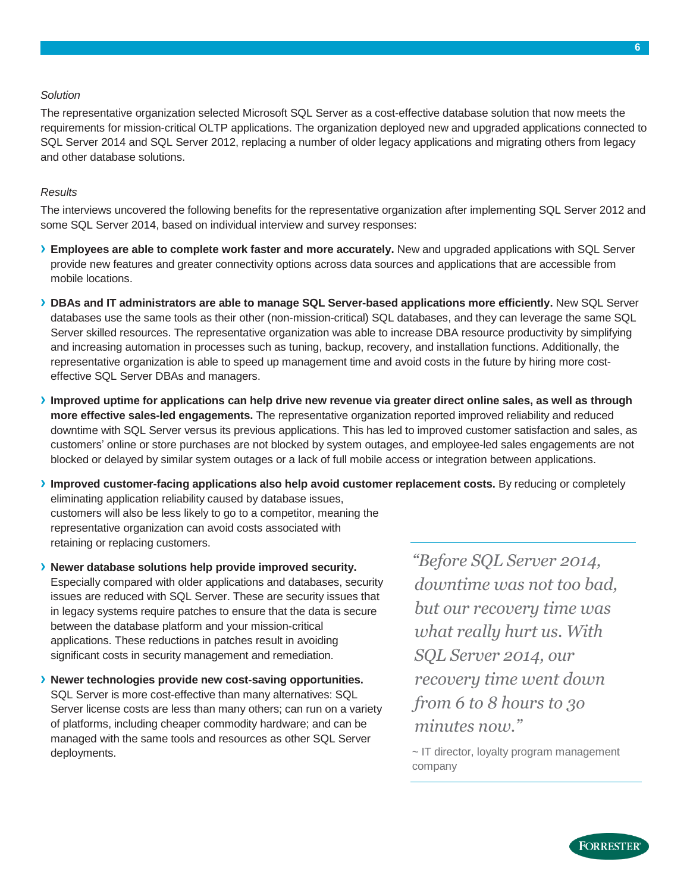*Solution*

The representative organization selected Microsoft SQL Server as a cost-effective database solution that now meets the requirements for mission-critical OLTP applications. The organization deployed new and upgraded applications connected to SQL Server 2014 and SQL Server 2012, replacing a number of older legacy applications and migrating others from legacy and other database solutions.

*Results*

The interviews uncovered the following benefits for the representative organization after implementing SQL Server 2012 and some SQL Server 2014, based on individual interview and survey responses:

- **Employees are able to complete work faster and more accurately.** New and upgraded applications with SQL Server provide new features and greater connectivity options across data sources and applications that are accessible from mobile locations.

- **DBAs and IT administrators are able to manage SQL Server-based applications more efficiently.** New SQL Server databases use the same tools as their other (non-mission-critical) SQL databases, and they can leverage the same SQL Server skilled resources. The representative organization was able to increase DBA resource productivity by simplifying and increasing automation in processes such as tuning, backup, recovery, and installation functions. Additionally, the representative organization is able to speed up management time and avoid costs in the future by hiring more cost-effective SQL Server DBAs and managers.

- **Improved uptime for applications can help drive new revenue via greater direct online sales, as well as through more effective sales-led engagements.** The representative organization reported improved reliability and reduced downtime with SQL Server versus its previous applications. This has led to improved customer satisfaction and sales, as customers' online or store purchases are not blocked by system outages, and employee-led sales engagements are not blocked or delayed by similar system outages or a lack of full mobile access or integration between applications.

- **Improved customer-facing applications also help avoid customer replacement costs.** By reducing or completely eliminating application reliability caused by database issues, customers will also be less likely to go to a competitor, meaning the representative organization can avoid costs associated with retaining or replacing customers.

- **Newer database solutions help provide improved security.** Especially compared with older applications and databases, security issues are reduced with SQL Server. These are security issues that in legacy systems require patches to ensure that the data is secure between the database platform and your mission-critical applications. These reductions in patches result in avoiding significant costs in security management and remediation.

- **Newer technologies provide new cost-saving opportunities.** SQL Server is more cost-effective than many alternatives: SQL Server license costs are less than many others; can run on a variety of platforms, including cheaper commodity hardware; and can be managed with the same tools and resources as other SQL Server deployments.

> *"Before SQL Server 2014, downtime was not too bad, but our recovery time was what really hurt us. With SQL Server 2014, our recovery time went down from 6 to 8 hours to 30 minutes now."*
>
> ~ IT director, loyalty program management company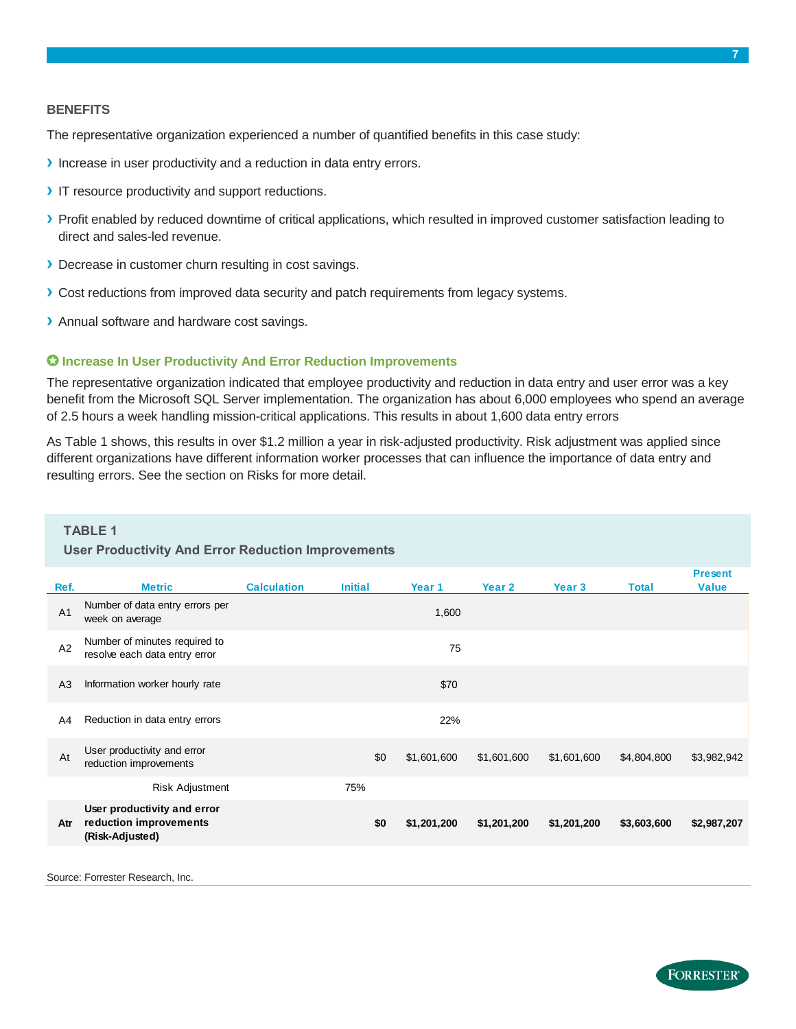### BENEFITS

The representative organization experienced a number of quantified benefits in this case study:

- Increase in user productivity and a reduction in data entry errors.
- IT resource productivity and support reductions.
- Profit enabled by reduced downtime of critical applications, which resulted in improved customer satisfaction leading to direct and sales-led revenue.
- Decrease in customer churn resulting in cost savings.
- Cost reductions from improved data security and patch requirements from legacy systems.
- Annual software and hardware cost savings.

#### Increase In User Productivity And Error Reduction Improvements

The representative organization indicated that employee productivity and reduction in data entry and user error was a key benefit from the Microsoft SQL Server implementation. The organization has about 6,000 employees who spend an average of 2.5 hours a week handling mission-critical applications. This results in about 1,600 data entry errors

As Table 1 shows, this results in over $1.2 million a year in risk-adjusted productivity. Risk adjustment was applied since different organizations have different information worker processes that can influence the importance of data entry and resulting errors. See the section on Risks for more detail.

**TABLE 1**
**User Productivity And Error Reduction Improvements**

| Ref. | Metric | Calculation | Initial | Year 1 | Year 2 | Year 3 | Total | Present Value |
|---|---|---|---|---|---|---|---|---|
| A1 | Number of data entry errors per week on average | | | 1,600 | | | | |
| A2 | Number of minutes required to resolve each data entry error | | | 75 | | | | |
| A3 | Information worker hourly rate | | | $70 | | | | |
| A4 | Reduction in data entry errors | | | 22% | | | | |
| At | User productivity and error reduction improvements | | $0 | $1,601,600 | $1,601,600 | $1,601,600 | $4,804,800 | $3,982,942 |
| | Risk Adjustment | | 75% | | | | | |
| **Atr** | **User productivity and error reduction improvements (Risk-Adjusted)** | | **$0** | **$1,201,200** | **$1,201,200** | **$1,201,200** | **$3,603,600** | **$2,987,207** |

Source: Forrester Research, Inc.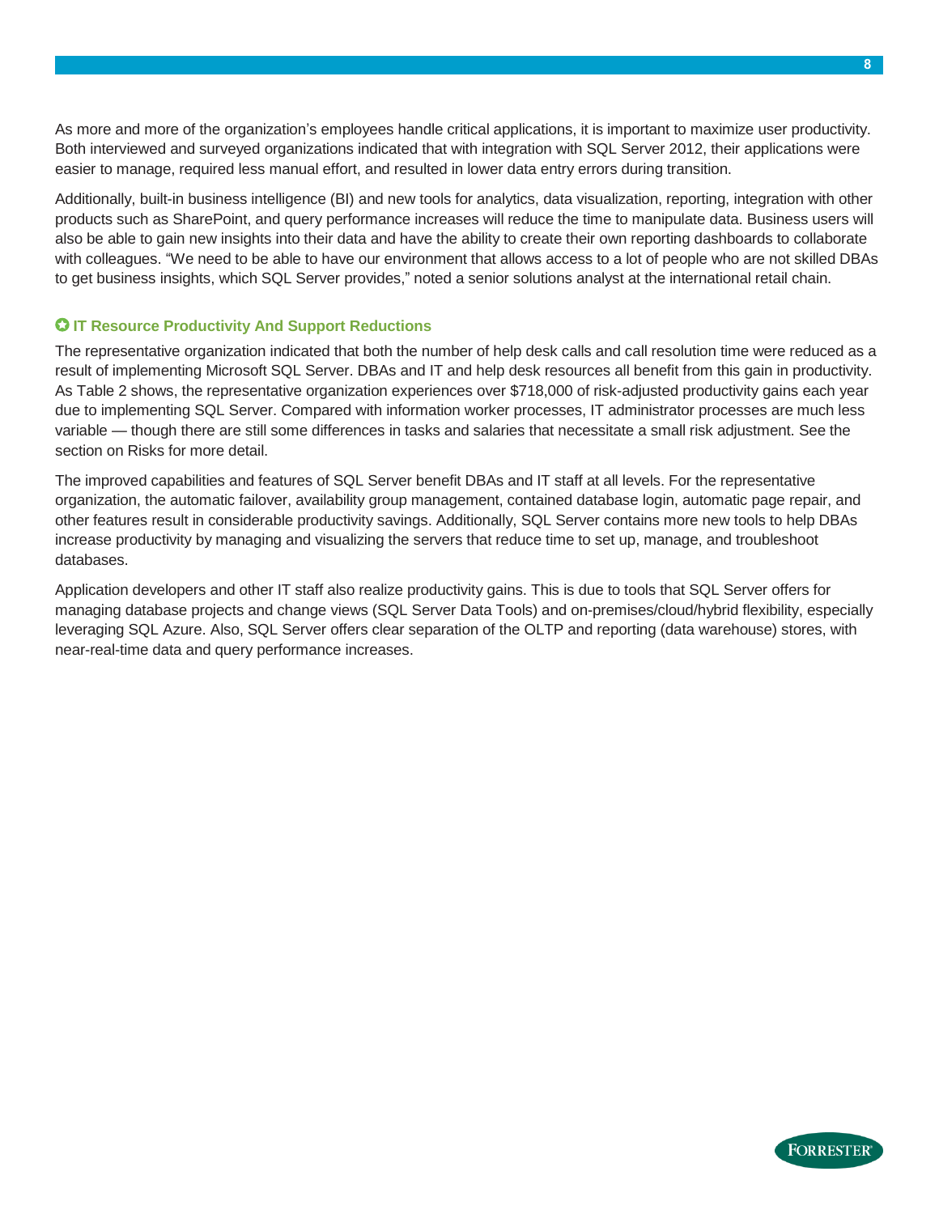As more and more of the organization's employees handle critical applications, it is important to maximize user productivity. Both interviewed and surveyed organizations indicated that with integration with SQL Server 2012, their applications were easier to manage, required less manual effort, and resulted in lower data entry errors during transition.

Additionally, built-in business intelligence (BI) and new tools for analytics, data visualization, reporting, integration with other products such as SharePoint, and query performance increases will reduce the time to manipulate data. Business users will also be able to gain new insights into their data and have the ability to create their own reporting dashboards to collaborate with colleagues. "We need to be able to have our environment that allows access to a lot of people who are not skilled DBAs to get business insights, which SQL Server provides," noted a senior solutions analyst at the international retail chain.

### IT Resource Productivity And Support Reductions

The representative organization indicated that both the number of help desk calls and call resolution time were reduced as a result of implementing Microsoft SQL Server. DBAs and IT and help desk resources all benefit from this gain in productivity. As Table 2 shows, the representative organization experiences over $718,000 of risk-adjusted productivity gains each year due to implementing SQL Server. Compared with information worker processes, IT administrator processes are much less variable — though there are still some differences in tasks and salaries that necessitate a small risk adjustment. See the section on Risks for more detail.

The improved capabilities and features of SQL Server benefit DBAs and IT staff at all levels. For the representative organization, the automatic failover, availability group management, contained database login, automatic page repair, and other features result in considerable productivity savings. Additionally, SQL Server contains more new tools to help DBAs increase productivity by managing and visualizing the servers that reduce time to set up, manage, and troubleshoot databases.

Application developers and other IT staff also realize productivity gains. This is due to tools that SQL Server offers for managing database projects and change views (SQL Server Data Tools) and on-premises/cloud/hybrid flexibility, especially leveraging SQL Azure. Also, SQL Server offers clear separation of the OLTP and reporting (data warehouse) stores, with near-real-time data and query performance increases.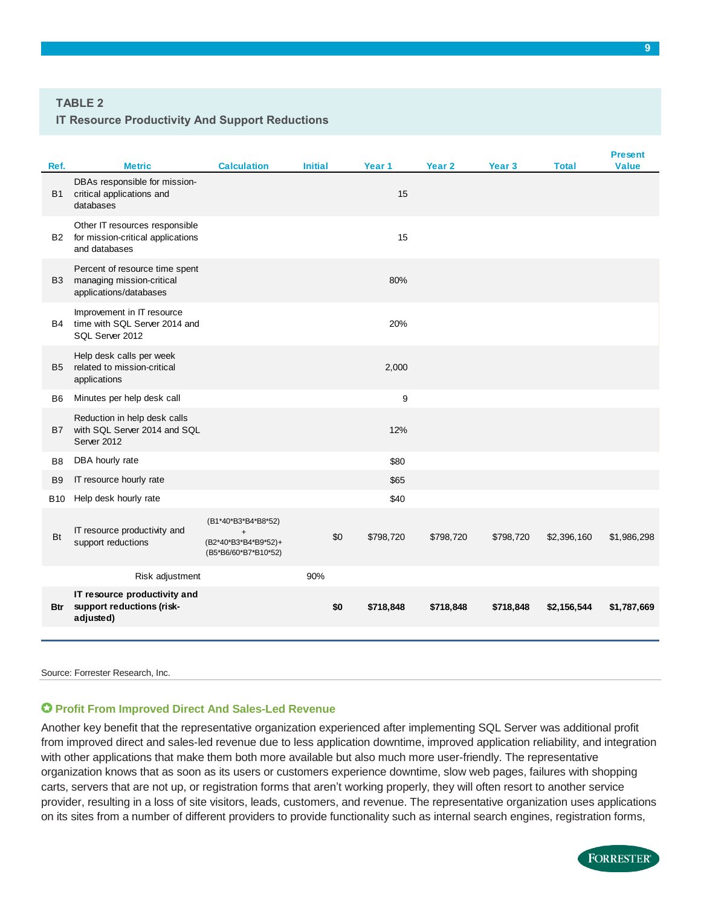**TABLE 2**
**IT Resource Productivity And Support Reductions**

| Ref. | Metric | Calculation | Initial | Year 1 | Year 2 | Year 3 | Total | Present Value |
|---|---|---|---|---|---|---|---|---|
| B1 | DBAs responsible for mission-critical applications and databases | | | 15 | | | | |
| B2 | Other IT resources responsible for mission-critical applications and databases | | | 15 | | | | |
| B3 | Percent of resource time spent managing mission-critical applications/databases | | | 80% | | | | |
| B4 | Improvement in IT resource time with SQL Server 2014 and SQL Server 2012 | | | 20% | | | | |
| B5 | Help desk calls per week related to mission-critical applications | | | 2,000 | | | | |
| B6 | Minutes per help desk call | | | 9 | | | | |
| B7 | Reduction in help desk calls with SQL Server 2014 and SQL Server 2012 | | | 12% | | | | |
| B8 | DBA hourly rate | | | $80 | | | | |
| B9 | IT resource hourly rate | | | $65 | | | | |
| B10 | Help desk hourly rate | | | $40 | | | | |
| Bt | IT resource productivity and support reductions | (B1*40*B3*B4*B8*52) + (B2*40*B3*B4*B9*52)+ (B5*B6/60*B7*B10*52) | $0 | $798,720 | $798,720 | $798,720 | $2,396,160 | $1,986,298 |
| | Risk adjustment | | 90% | | | | | |
| **Btr** | **IT resource productivity and support reductions (risk-adjusted)** | | **$0** | **$718,848** | **$718,848** | **$718,848** | **$2,156,544** | **$1,787,669** |

Source: Forrester Research, Inc.

### Profit From Improved Direct And Sales-Led Revenue

Another key benefit that the representative organization experienced after implementing SQL Server was additional profit from improved direct and sales-led revenue due to less application downtime, improved application reliability, and integration with other applications that make them both more available but also much more user-friendly. The representative organization knows that as soon as its users or customers experience downtime, slow web pages, failures with shopping carts, servers that are not up, or registration forms that aren't working properly, they will often resort to another service provider, resulting in a loss of site visitors, leads, customers, and revenue. The representative organization uses applications on its sites from a number of different providers to provide functionality such as internal search engines, registration forms,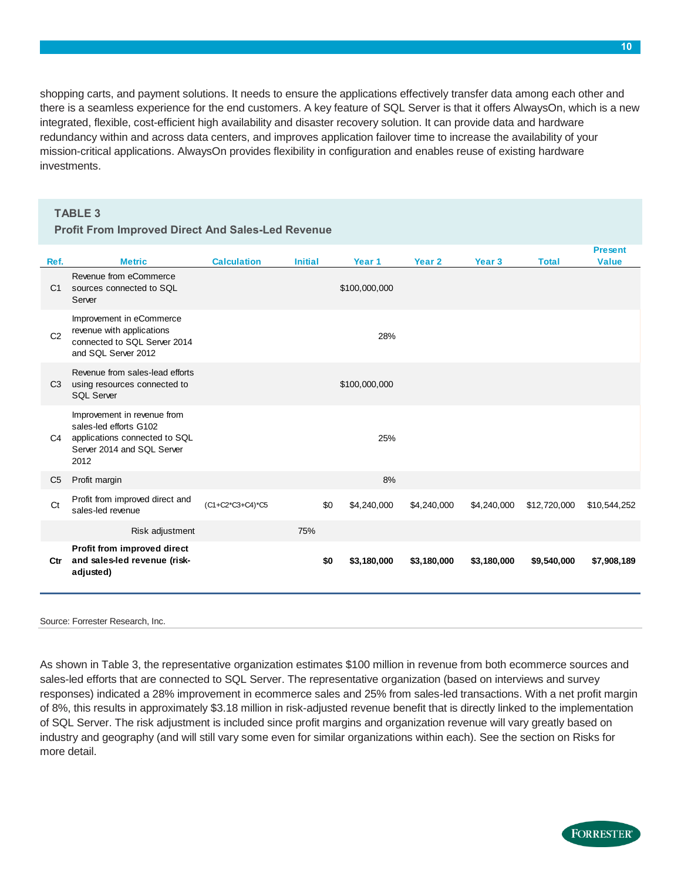shopping carts, and payment solutions. It needs to ensure the applications effectively transfer data among each other and there is a seamless experience for the end customers. A key feature of SQL Server is that it offers AlwaysOn, which is a new integrated, flexible, cost-efficient high availability and disaster recovery solution. It can provide data and hardware redundancy within and across data centers, and improves application failover time to increase the availability of your mission-critical applications. AlwaysOn provides flexibility in configuration and enables reuse of existing hardware investments.

**TABLE 3**

**Profit From Improved Direct And Sales-Led Revenue**

| Ref. | Metric | Calculation | Initial | Year 1 | Year 2 | Year 3 | Total | Present Value |
|---|---|---|---|---|---|---|---|---|
| C1 | Revenue from eCommerce sources connected to SQL Server | | | $100,000,000 | | | | |
| C2 | Improvement in eCommerce revenue with applications connected to SQL Server 2014 and SQL Server 2012 | | | 28% | | | | |
| C3 | Revenue from sales-lead efforts using resources connected to SQL Server | | | $100,000,000 | | | | |
| C4 | Improvement in revenue from sales-led efforts G102 applications connected to SQL Server 2014 and SQL Server 2012 | | | 25% | | | | |
| C5 | Profit margin | | | 8% | | | | |
| Ct | Profit from improved direct and sales-led revenue | (C1+C2*C3+C4)*C5 | $0 | $4,240,000 | $4,240,000 | $4,240,000 | $12,720,000 | $10,544,252 |
| | Risk adjustment | | 75% | | | | | |
| **Ctr** | **Profit from improved direct and sales-led revenue (risk-adjusted)** | | **$0** | **$3,180,000** | **$3,180,000** | **$3,180,000** | **$9,540,000** | **$7,908,189** |

Source: Forrester Research, Inc.

As shown in Table 3, the representative organization estimates $100 million in revenue from both ecommerce sources and sales-led efforts that are connected to SQL Server. The representative organization (based on interviews and survey responses) indicated a 28% improvement in ecommerce sales and 25% from sales-led transactions. With a net profit margin of 8%, this results in approximately $3.18 million in risk-adjusted revenue benefit that is directly linked to the implementation of SQL Server. The risk adjustment is included since profit margins and organization revenue will vary greatly based on industry and geography (and will still vary some even for similar organizations within each). See the section on Risks for more detail.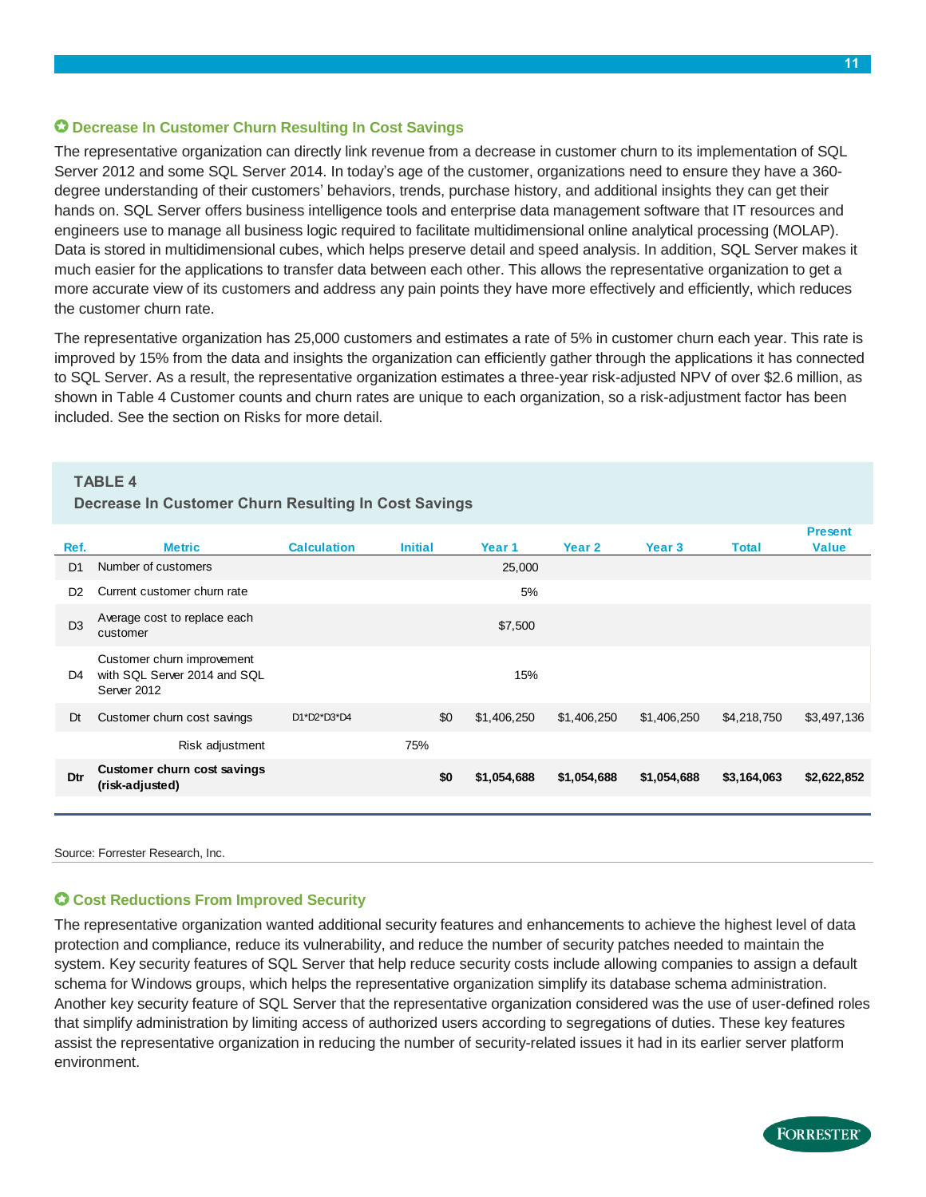### ✪ Decrease In Customer Churn Resulting In Cost Savings

The representative organization can directly link revenue from a decrease in customer churn to its implementation of SQL Server 2012 and some SQL Server 2014. In today's age of the customer, organizations need to ensure they have a 360-degree understanding of their customers' behaviors, trends, purchase history, and additional insights they can get their hands on. SQL Server offers business intelligence tools and enterprise data management software that IT resources and engineers use to manage all business logic required to facilitate multidimensional online analytical processing (MOLAP). Data is stored in multidimensional cubes, which helps preserve detail and speed analysis. In addition, SQL Server makes it much easier for the applications to transfer data between each other. This allows the representative organization to get a more accurate view of its customers and address any pain points they have more effectively and efficiently, which reduces the customer churn rate.

The representative organization has 25,000 customers and estimates a rate of 5% in customer churn each year. This rate is improved by 15% from the data and insights the organization can efficiently gather through the applications it has connected to SQL Server. As a result, the representative organization estimates a three-year risk-adjusted NPV of over $2.6 million, as shown in Table 4 Customer counts and churn rates are unique to each organization, so a risk-adjustment factor has been included. See the section on Risks for more detail.

**TABLE 4**
**Decrease In Customer Churn Resulting In Cost Savings**

| Ref. | Metric | Calculation | Initial | Year 1 | Year 2 | Year 3 | Total | Present Value |
|---|---|---|---|---|---|---|---|---|
| D1 | Number of customers | | | 25,000 | | | | |
| D2 | Current customer churn rate | | | 5% | | | | |
| D3 | Average cost to replace each customer | | | $7,500 | | | | |
| D4 | Customer churn improvement with SQL Server 2014 and SQL Server 2012 | | | 15% | | | | |
| Dt | Customer churn cost savings | D1\*D2\*D3\*D4 | $0 | $1,406,250 | $1,406,250 | $1,406,250 | $4,218,750 | $3,497,136 |
| | Risk adjustment | ↓75% | | | | | | |
| **Dtr** | **Customer churn cost savings (risk-adjusted)** | | **$0** | **$1,054,688** | **$1,054,688** | **$1,054,688** | **$3,164,063** | **$2,622,852** |

Source: Forrester Research, Inc.

### ✪ Cost Reductions From Improved Security

The representative organization wanted additional security features and enhancements to achieve the highest level of data protection and compliance, reduce its vulnerability, and reduce the number of security patches needed to maintain the system. Key security features of SQL Server that help reduce security costs include allowing companies to assign a default schema for Windows groups, which helps the representative organization simplify its database schema administration. Another key security feature of SQL Server that the representative organization considered was the use of user-defined roles that simplify administration by limiting access of authorized users according to segregations of duties. These key features assist the representative organization in reducing the number of security-related issues it had in its earlier server platform environment.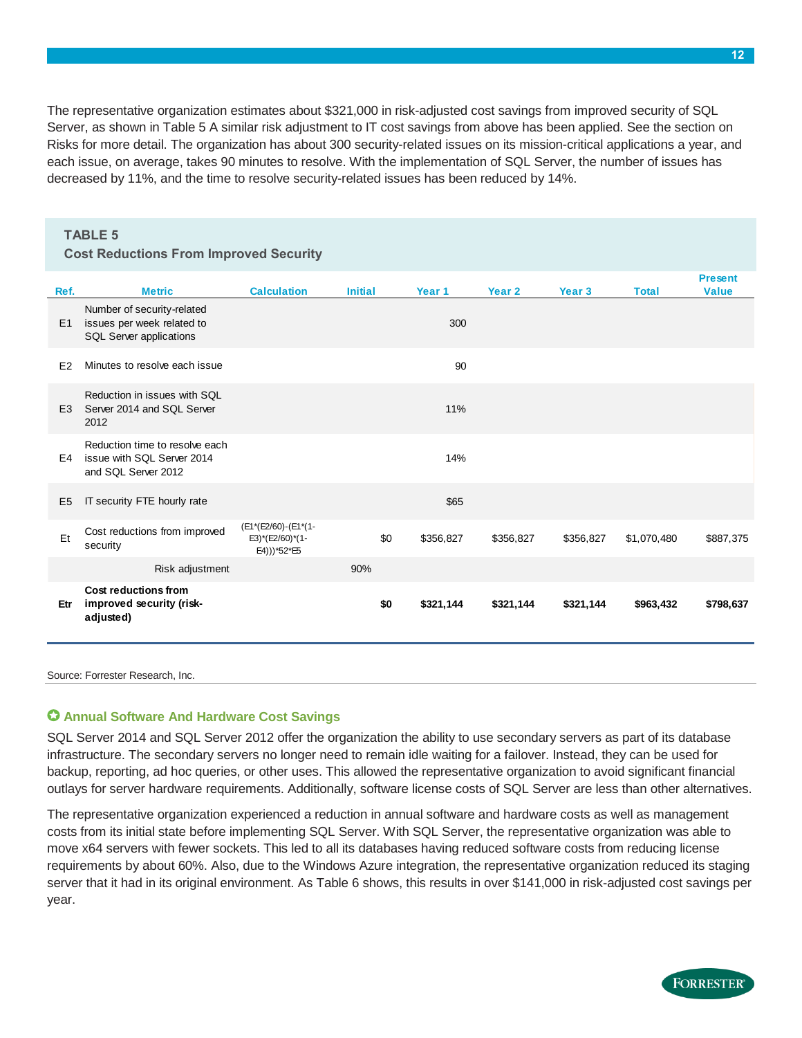The representative organization estimates about $321,000 in risk-adjusted cost savings from improved security of SQL Server, as shown in Table 5 A similar risk adjustment to IT cost savings from above has been applied. See the section on Risks for more detail. The organization has about 300 security-related issues on its mission-critical applications a year, and each issue, on average, takes 90 minutes to resolve. With the implementation of SQL Server, the number of issues has decreased by 11%, and the time to resolve security-related issues has been reduced by 14%.

**TABLE 5**
**Cost Reductions From Improved Security**

| Ref. | Metric | Calculation | Initial | Year 1 | Year 2 | Year 3 | Total | Present Value |
|---|---|---|---|---|---|---|---|---|
| E1 | Number of security-related issues per week related to SQL Server applications | | | 300 | | | | |
| E2 | Minutes to resolve each issue | | | 90 | | | | |
| E3 | Reduction in issues with SQL Server 2014 and SQL Server 2012 | | | 11% | | | | |
| E4 | Reduction time to resolve each issue with SQL Server 2014 and SQL Server 2012 | | | 14% | | | | |
| E5 | IT security FTE hourly rate | | | $65 | | | | |
| Et | Cost reductions from improved security | (E1*(E2/60)-(E1*(1-E3)*(E2/60)*(1-E4)))*52*E5 | $0 | $356,827 | $356,827 | $356,827 | $1,070,480 | $887,375 |
| | Risk adjustment | | 90% | | | | | |
| **Etr** | **Cost reductions from improved security (risk-adjusted)** | | **$0** | **$321,144** | **$321,144** | **$321,144** | **$963,432** | **$798,637** |

Source: Forrester Research, Inc.

### Annual Software And Hardware Cost Savings

SQL Server 2014 and SQL Server 2012 offer the organization the ability to use secondary servers as part of its database infrastructure. The secondary servers no longer need to remain idle waiting for a failover. Instead, they can be used for backup, reporting, ad hoc queries, or other uses. This allowed the representative organization to avoid significant financial outlays for server hardware requirements. Additionally, software license costs of SQL Server are less than other alternatives.

The representative organization experienced a reduction in annual software and hardware costs as well as management costs from its initial state before implementing SQL Server. With SQL Server, the representative organization was able to move x64 servers with fewer sockets. This led to all its databases having reduced software costs from reducing license requirements by about 60%. Also, due to the Windows Azure integration, the representative organization reduced its staging server that it had in its original environment. As Table 6 shows, this results in over $141,000 in risk-adjusted cost savings per year.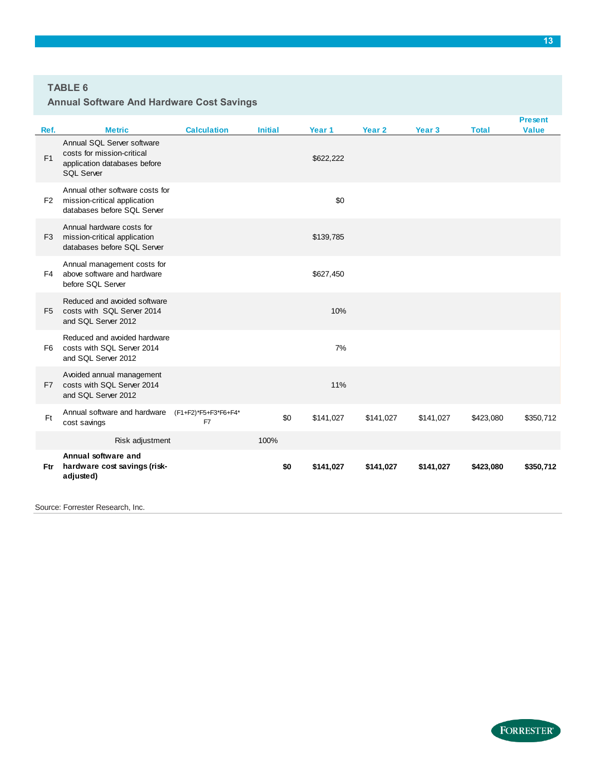**TABLE 6**

**Annual Software And Hardware Cost Savings**

| Ref. | Metric | Calculation | Initial | Year 1 | Year 2 | Year 3 | Total | Present Value |
|---|---|---|---|---|---|---|---|---|
| F1 | Annual SQL Server software costs for mission-critical application databases before SQL Server | | | $622,222 | | | | |
| F2 | Annual other software costs for mission-critical application databases before SQL Server | | | $0 | | | | |
| F3 | Annual hardware costs for mission-critical application databases before SQL Server | | | $139,785 | | | | |
| F4 | Annual management costs for above software and hardware before SQL Server | | | $627,450 | | | | |
| F5 | Reduced and avoided software costs with SQL Server 2014 and SQL Server 2012 | | | 10% | | | | |
| F6 | Reduced and avoided hardware costs with SQL Server 2014 and SQL Server 2012 | | | 7% | | | | |
| F7 | Avoided annual management costs with SQL Server 2014 and SQL Server 2012 | | | 11% | | | | |
| Ft | Annual software and hardware cost savings | (F1+F2)*F5+F3*F6+F4*F7 | $0 | $141,027 | $141,027 | $141,027 | $423,080 | $350,712 |
| | Risk adjustment | | 100% | | | | | |
| **Ftr** | **Annual software and hardware cost savings (risk-adjusted)** | | **$0** | **$141,027** | **$141,027** | **$141,027** | **$423,080** | **$350,712** |

Source: Forrester Research, Inc.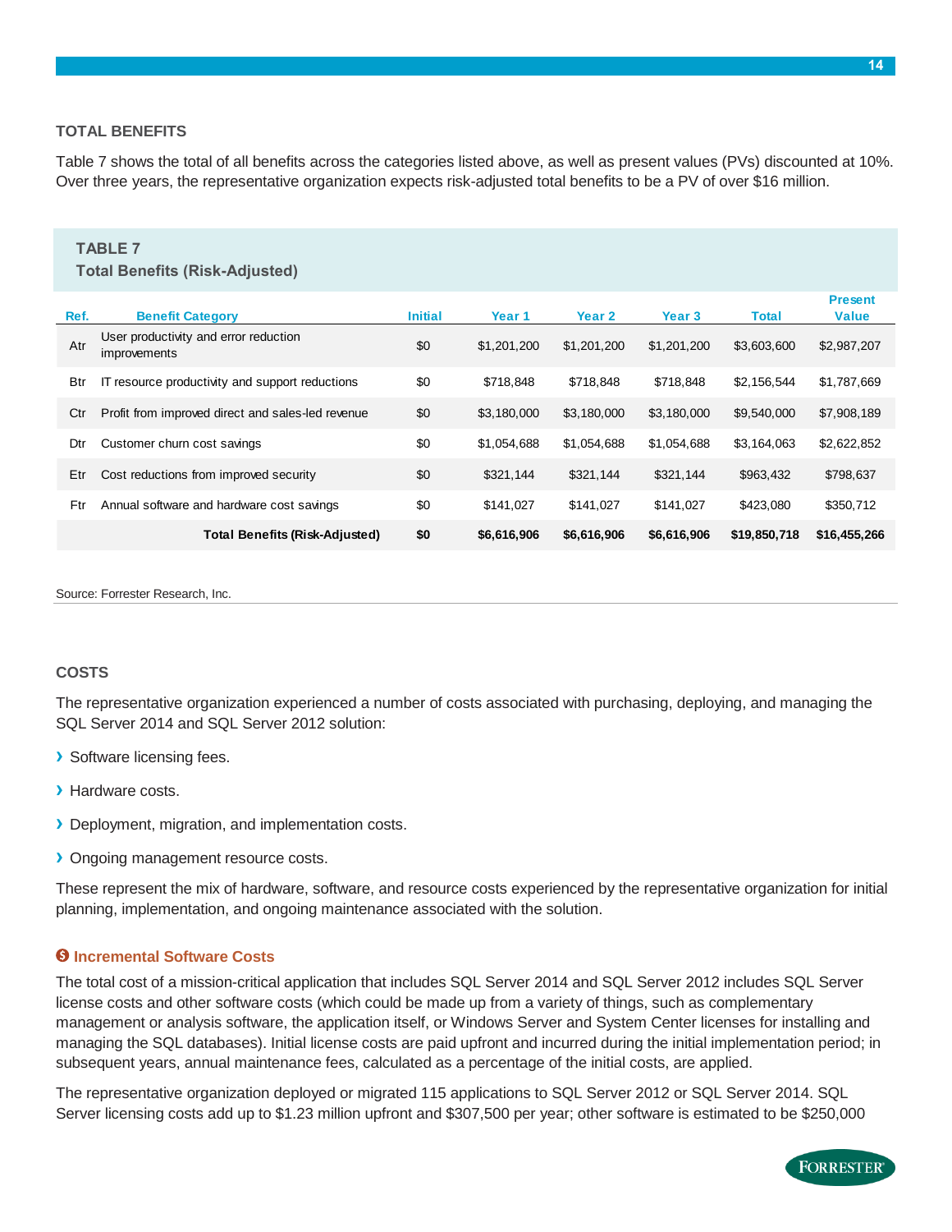### TOTAL BENEFITS

Table 7 shows the total of all benefits across the categories listed above, as well as present values (PVs) discounted at 10%. Over three years, the representative organization expects risk-adjusted total benefits to be a PV of over $16 million.

**TABLE 7**
**Total Benefits (Risk-Adjusted)**

| Ref. | Benefit Category | Initial | Year 1 | Year 2 | Year 3 | Total | Present Value |
|---|---|---|---|---|---|---|---|
| Atr | User productivity and error reduction improvements | $0 | $1,201,200 | $1,201,200 | $1,201,200 | $3,603,600 | $2,987,207 |
| Btr | IT resource productivity and support reductions | $0 | $718,848 | $718,848 | $718,848 | $2,156,544 | $1,787,669 |
| Ctr | Profit from improved direct and sales-led revenue | $0 | $3,180,000 | $3,180,000 | $3,180,000 | $9,540,000 | $7,908,189 |
| Dtr | Customer churn cost savings | $0 | $1,054,688 | $1,054,688 | $1,054,688 | $3,164,063 | $2,622,852 |
| Etr | Cost reductions from improved security | $0 | $321,144 | $321,144 | $321,144 | $963,432 | $798,637 |
| Ftr | Annual software and hardware cost savings | $0 | $141,027 | $141,027 | $141,027 | $423,080 | $350,712 |
| | **Total Benefits (Risk-Adjusted)** | **$0** | **$6,616,906** | **$6,616,906** | **$6,616,906** | **$19,850,718** | **$16,455,266** |

Source: Forrester Research, Inc.

### COSTS

The representative organization experienced a number of costs associated with purchasing, deploying, and managing the SQL Server 2014 and SQL Server 2012 solution:

- Software licensing fees.
- Hardware costs.
- Deployment, migration, and implementation costs.
- Ongoing management resource costs.

These represent the mix of hardware, software, and resource costs experienced by the representative organization for initial planning, implementation, and ongoing maintenance associated with the solution.

#### Incremental Software Costs

The total cost of a mission-critical application that includes SQL Server 2014 and SQL Server 2012 includes SQL Server license costs and other software costs (which could be made up from a variety of things, such as complementary management or analysis software, the application itself, or Windows Server and System Center licenses for installing and managing the SQL databases). Initial license costs are paid upfront and incurred during the initial implementation period; in subsequent years, annual maintenance fees, calculated as a percentage of the initial costs, are applied.

The representative organization deployed or migrated 115 applications to SQL Server 2012 or SQL Server 2014. SQL Server licensing costs add up to $1.23 million upfront and $307,500 per year; other software is estimated to be $250,000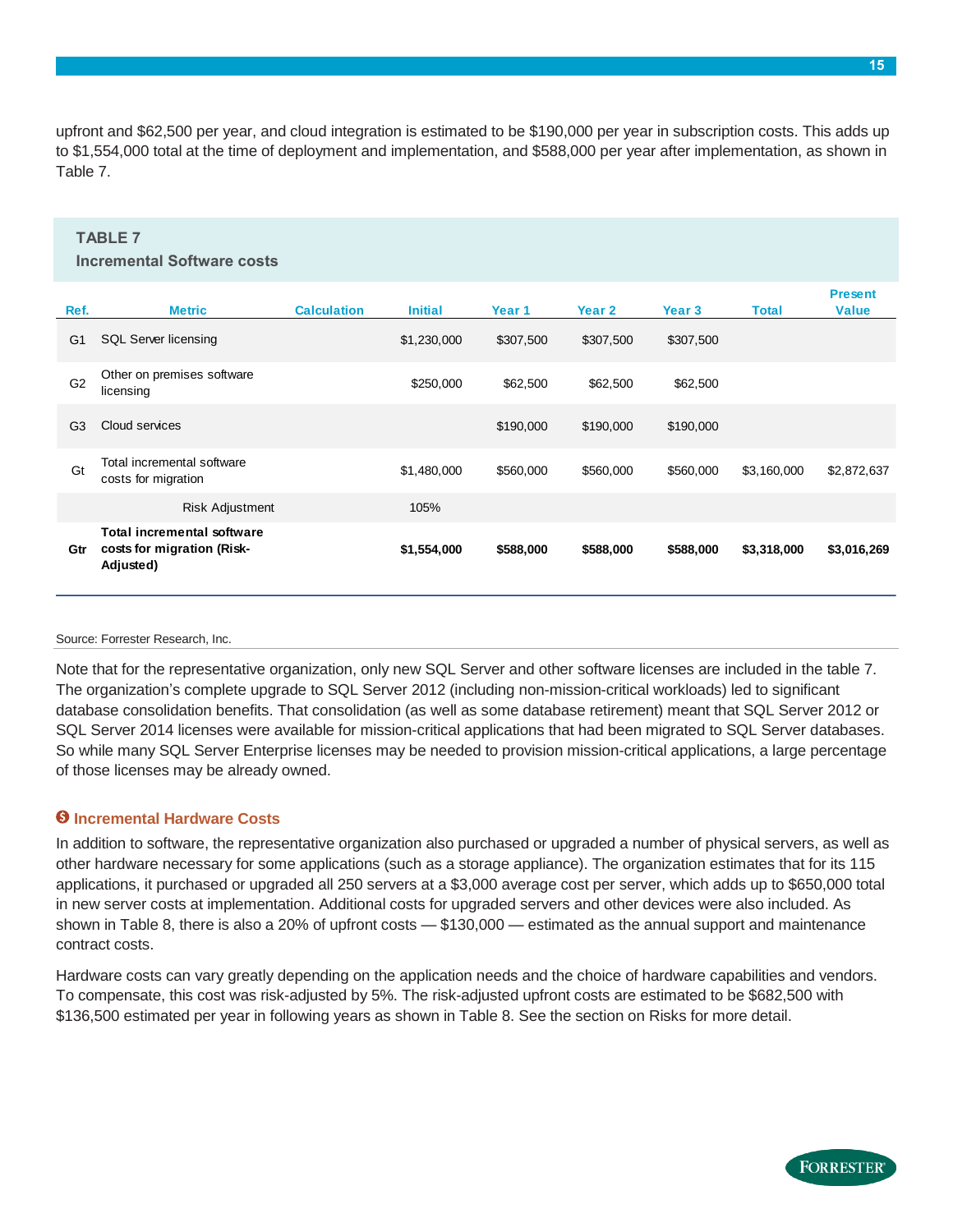upfront and $62,500 per year, and cloud integration is estimated to be $190,000 per year in subscription costs. This adds up to $1,554,000 total at the time of deployment and implementation, and $588,000 per year after implementation, as shown in Table 7.

**TABLE 7**
**Incremental Software costs**

| Ref. | Metric | Calculation | Initial | Year 1 | Year 2 | Year 3 | Total | Present Value |
|---|---|---|---|---|---|---|---|---|
| G1 | SQL Server licensing | | $1,230,000 | $307,500 | $307,500 | $307,500 | | |
| G2 | Other on premises software licensing | | $250,000 | $62,500 | $62,500 | $62,500 | | |
| G3 | Cloud services | | | $190,000 | $190,000 | $190,000 | | |
| Gt | Total incremental software costs for migration | | $1,480,000 | $560,000 | $560,000 | $560,000 | $3,160,000 | $2,872,637 |
| | Risk Adjustment | | 105% | | | | | |
| **Gtr** | **Total incremental software costs for migration (Risk-Adjusted)** | | **$1,554,000** | **$588,000** | **$588,000** | **$588,000** | **$3,318,000** | **$3,016,269** |

Source: Forrester Research, Inc.

Note that for the representative organization, only new SQL Server and other software licenses are included in the table 7. The organization's complete upgrade to SQL Server 2012 (including non-mission-critical workloads) led to significant database consolidation benefits. That consolidation (as well as some database retirement) meant that SQL Server 2012 or SQL Server 2014 licenses were available for mission-critical applications that had been migrated to SQL Server databases. So while many SQL Server Enterprise licenses may be needed to provision mission-critical applications, a large percentage of those licenses may be already owned.

### Incremental Hardware Costs

In addition to software, the representative organization also purchased or upgraded a number of physical servers, as well as other hardware necessary for some applications (such as a storage appliance). The organization estimates that for its 115 applications, it purchased or upgraded all 250 servers at a $3,000 average cost per server, which adds up to $650,000 total in new server costs at implementation. Additional costs for upgraded servers and other devices were also included. As shown in Table 8, there is also a 20% of upfront costs — $130,000 — estimated as the annual support and maintenance contract costs.

Hardware costs can vary greatly depending on the application needs and the choice of hardware capabilities and vendors. To compensate, this cost was risk-adjusted by 5%. The risk-adjusted upfront costs are estimated to be $682,500 with $136,500 estimated per year in following years as shown in Table 8. See the section on Risks for more detail.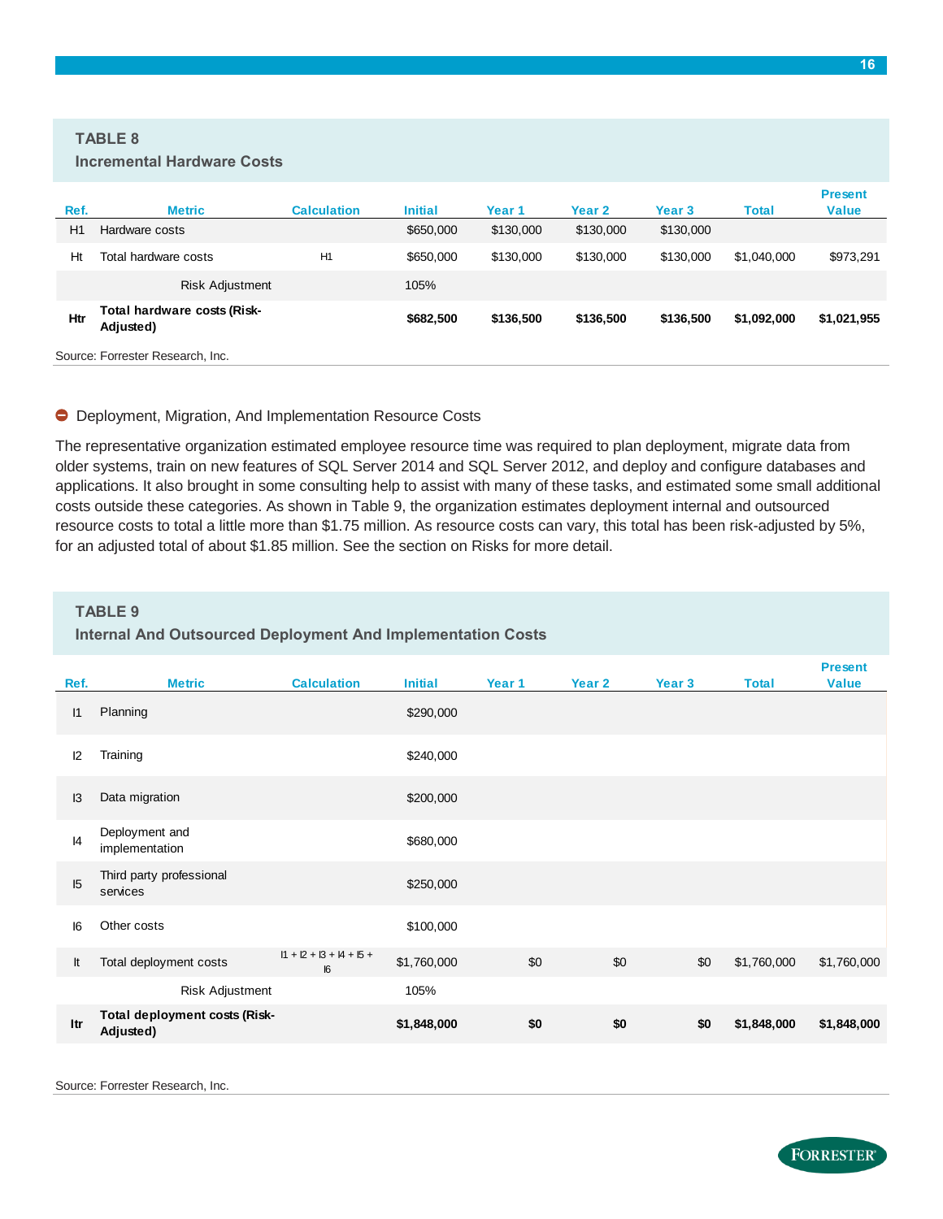**TABLE 8**
**Incremental Hardware Costs**

| Ref. | Metric | Calculation | Initial | Year 1 | Year 2 | Year 3 | Total | Present Value |
|---|---|---|---|---|---|---|---|---|
| H1 | Hardware costs | | $650,000 | $130,000 | $130,000 | $130,000 | | |
| Ht | Total hardware costs | H1 | $650,000 | $130,000 | $130,000 | $130,000 | $1,040,000 | $973,291 |
| | Risk Adjustment | | 105% | | | | | |
| **Htr** | **Total hardware costs (Risk-Adjusted)** | | **$682,500** | **$136,500** | **$136,500** | **$136,500** | **$1,092,000** | **$1,021,955** |

Source: Forrester Research, Inc.

Deployment, Migration, And Implementation Resource Costs

The representative organization estimated employee resource time was required to plan deployment, migrate data from older systems, train on new features of SQL Server 2014 and SQL Server 2012, and deploy and configure databases and applications. It also brought in some consulting help to assist with many of these tasks, and estimated some small additional costs outside these categories. As shown in Table 9, the organization estimates deployment internal and outsourced resource costs to total a little more than $1.75 million. As resource costs can vary, this total has been risk-adjusted by 5%, for an adjusted total of about $1.85 million. See the section on Risks for more detail.

**TABLE 9**
**Internal And Outsourced Deployment And Implementation Costs**

| Ref. | Metric | Calculation | Initial | Year 1 | Year 2 | Year 3 | Total | Present Value |
|---|---|---|---|---|---|---|---|---|
| I1 | Planning | | $290,000 | | | | | |
| I2 | Training | | $240,000 | | | | | |
| I3 | Data migration | | $200,000 | | | | | |
| I4 | Deployment and implementation | | $680,000 | | | | | |
| I5 | Third party professional services | | $250,000 | | | | | |
| I6 | Other costs | | $100,000 | | | | | |
| It | Total deployment costs | I1 + I2 + I3 + I4 + I5 + I6 | $1,760,000 | $0 | $0 | $0 | $1,760,000 | $1,760,000 |
| | Risk Adjustment | | 105% | | | | | |
| **Itr** | **Total deployment costs (Risk-Adjusted)** | | **$1,848,000** | **$0** | **$0** | **$0** | **$1,848,000** | **$1,848,000** |

Source: Forrester Research, Inc.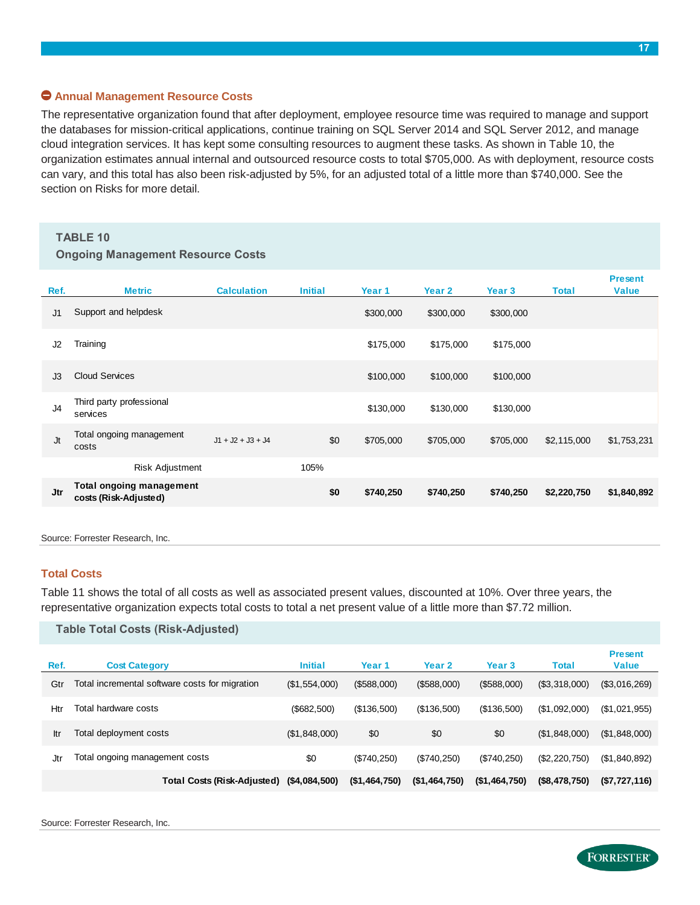## Annual Management Resource Costs

The representative organization found that after deployment, employee resource time was required to manage and support the databases for mission-critical applications, continue training on SQL Server 2014 and SQL Server 2012, and manage cloud integration services. It has kept some consulting resources to augment these tasks. As shown in Table 10, the organization estimates annual internal and outsourced resource costs to total $705,000. As with deployment, resource costs can vary, and this total has also been risk-adjusted by 5%, for an adjusted total of a little more than $740,000. See the section on Risks for more detail.

**TABLE 10**
**Ongoing Management Resource Costs**

| Ref. | Metric | Calculation | Initial | Year 1 | Year 2 | Year 3 | Total | Present Value |
|---|---|---|---|---|---|---|---|---|
| J1 | Support and helpdesk | | | $300,000 | $300,000 | $300,000 | | |
| J2 | Training | | | $175,000 | $175,000 | $175,000 | | |
| J3 | Cloud Services | | | $100,000 | $100,000 | $100,000 | | |
| J4 | Third party professional services | | | $130,000 | $130,000 | $130,000 | | |
| Jt | Total ongoing management costs | J1 + J2 + J3 + J4 | $0 | $705,000 | $705,000 | $705,000 | $2,115,000 | $1,753,231 |
| | Risk Adjustment | | 105% | | | | | |
| **Jtr** | **Total ongoing management costs (Risk-Adjusted)** | | **$0** | **$740,250** | **$740,250** | **$740,250** | **$2,220,750** | **$1,840,892** |

Source: Forrester Research, Inc.

## Total Costs

Table 11 shows the total of all costs as well as associated present values, discounted at 10%. Over three years, the representative organization expects total costs to total a net present value of a little more than $7.72 million.

**Table Total Costs (Risk-Adjusted)**

| Ref. | Cost Category | Initial | Year 1 | Year 2 | Year 3 | Total | Present Value |
|---|---|---|---|---|---|---|---|
| Gtr | Total incremental software costs for migration | ($1,554,000) | ($588,000) | ($588,000) | ($588,000) | ($3,318,000) | ($3,016,269) |
| Htr | Total hardware costs | ($682,500) | ($136,500) | ($136,500) | ($136,500) | ($1,092,000) | ($1,021,955) |
| Itr | Total deployment costs | ($1,848,000) | $0 | $0 | $0 | ($1,848,000) | ($1,848,000) |
| Jtr | Total ongoing management costs | $0 | ($740,250) | ($740,250) | ($740,250) | ($2,220,750) | ($1,840,892) |
| | **Total Costs (Risk-Adjusted)** | **($4,084,500)** | **($1,464,750)** | **($1,464,750)** | **($1,464,750)** | **($8,478,750)** | **($7,727,116)** |

Source: Forrester Research, Inc.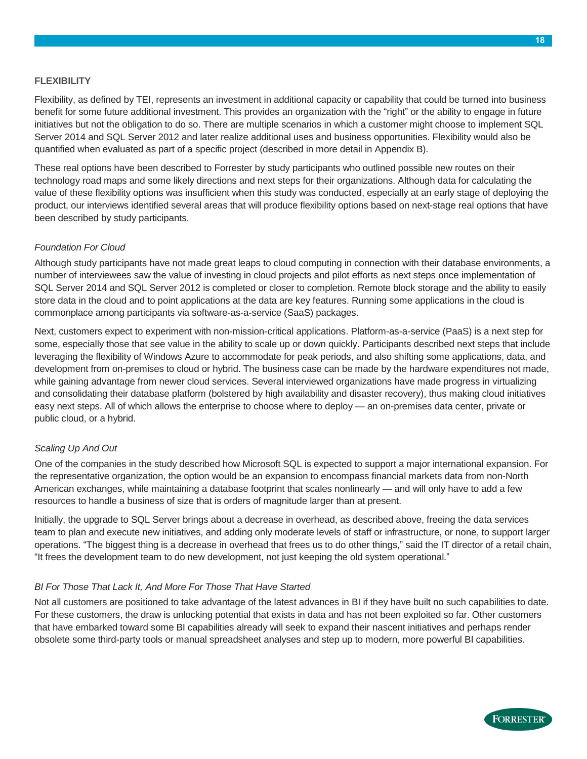### FLEXIBILITY

Flexibility, as defined by TEI, represents an investment in additional capacity or capability that could be turned into business benefit for some future additional investment. This provides an organization with the "right" or the ability to engage in future initiatives but not the obligation to do so. There are multiple scenarios in which a customer might choose to implement SQL Server 2014 and SQL Server 2012 and later realize additional uses and business opportunities. Flexibility would also be quantified when evaluated as part of a specific project (described in more detail in Appendix B).

These real options have been described to Forrester by study participants who outlined possible new routes on their technology road maps and some likely directions and next steps for their organizations. Although data for calculating the value of these flexibility options was insufficient when this study was conducted, especially at an early stage of deploying the product, our interviews identified several areas that will produce flexibility options based on next-stage real options that have been described by study participants.

*Foundation For Cloud*

Although study participants have not made great leaps to cloud computing in connection with their database environments, a number of interviewees saw the value of investing in cloud projects and pilot efforts as next steps once implementation of SQL Server 2014 and SQL Server 2012 is completed or closer to completion. Remote block storage and the ability to easily store data in the cloud and to point applications at the data are key features. Running some applications in the cloud is commonplace among participants via software-as-a-service (SaaS) packages.

Next, customers expect to experiment with non-mission-critical applications. Platform-as-a-service (PaaS) is a next step for some, especially those that see value in the ability to scale up or down quickly. Participants described next steps that include leveraging the flexibility of Windows Azure to accommodate for peak periods, and also shifting some applications, data, and development from on-premises to cloud or hybrid. The business case can be made by the hardware expenditures not made, while gaining advantage from newer cloud services. Several interviewed organizations have made progress in virtualizing and consolidating their database platform (bolstered by high availability and disaster recovery), thus making cloud initiatives easy next steps. All of which allows the enterprise to choose where to deploy — an on-premises data center, private or public cloud, or a hybrid.

*Scaling Up And Out*

One of the companies in the study described how Microsoft SQL is expected to support a major international expansion. For the representative organization, the option would be an expansion to encompass financial markets data from non-North American exchanges, while maintaining a database footprint that scales nonlinearly — and will only have to add a few resources to handle a business of size that is orders of magnitude larger than at present.

Initially, the upgrade to SQL Server brings about a decrease in overhead, as described above, freeing the data services team to plan and execute new initiatives, and adding only moderate levels of staff or infrastructure, or none, to support larger operations. "The biggest thing is a decrease in overhead that frees us to do other things," said the IT director of a retail chain, "It frees the development team to do new development, not just keeping the old system operational."

*BI For Those That Lack It, And More For Those That Have Started*

Not all customers are positioned to take advantage of the latest advances in BI if they have built no such capabilities to date. For these customers, the draw is unlocking potential that exists in data and has not been exploited so far. Other customers that have embarked toward some BI capabilities already will seek to expand their nascent initiatives and perhaps render obsolete some third-party tools or manual spreadsheet analyses and step up to modern, more powerful BI capabilities.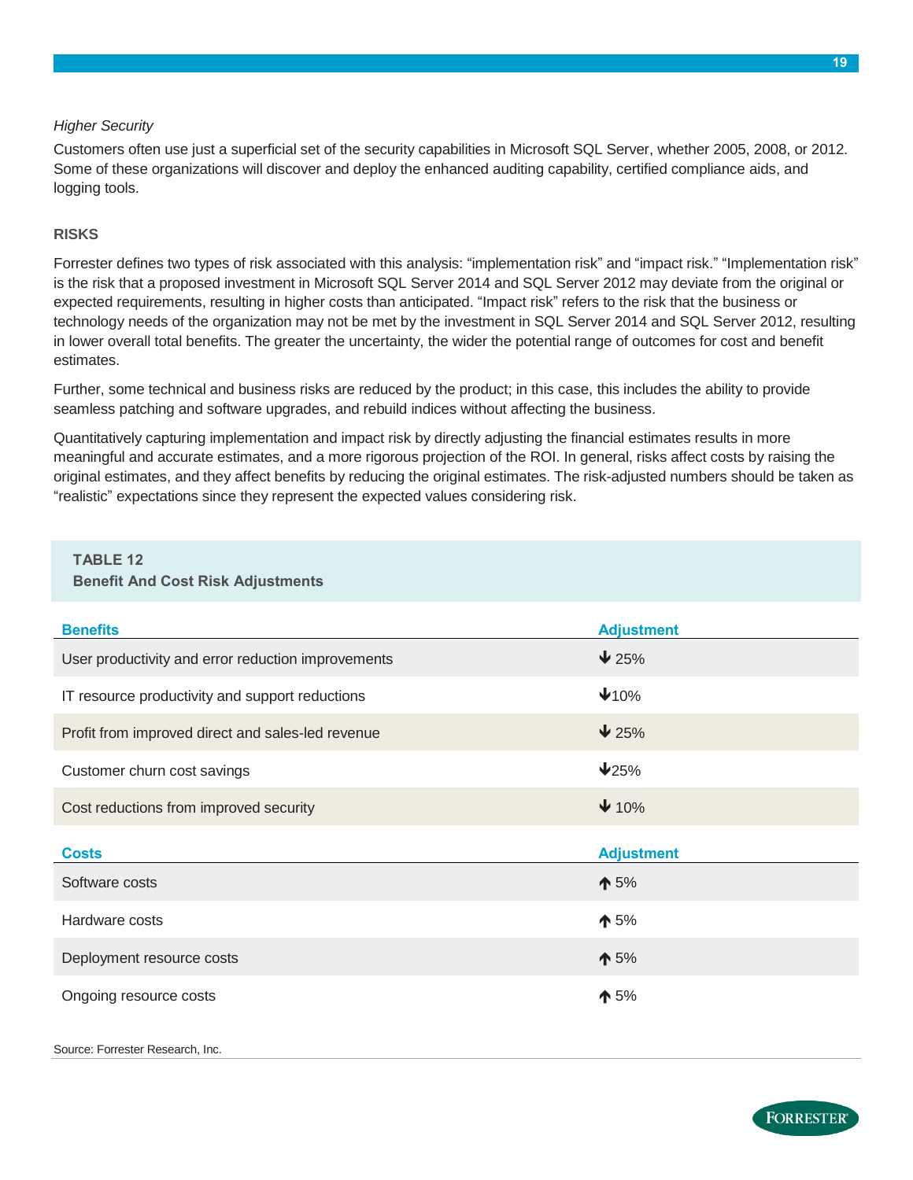*Higher Security*

Customers often use just a superficial set of the security capabilities in Microsoft SQL Server, whether 2005, 2008, or 2012. Some of these organizations will discover and deploy the enhanced auditing capability, certified compliance aids, and logging tools.

## RISKS

Forrester defines two types of risk associated with this analysis: "implementation risk" and "impact risk." "Implementation risk" is the risk that a proposed investment in Microsoft SQL Server 2014 and SQL Server 2012 may deviate from the original or expected requirements, resulting in higher costs than anticipated. "Impact risk" refers to the risk that the business or technology needs of the organization may not be met by the investment in SQL Server 2014 and SQL Server 2012, resulting in lower overall total benefits. The greater the uncertainty, the wider the potential range of outcomes for cost and benefit estimates.

Further, some technical and business risks are reduced by the product; in this case, this includes the ability to provide seamless patching and software upgrades, and rebuild indices without affecting the business.

Quantitatively capturing implementation and impact risk by directly adjusting the financial estimates results in more meaningful and accurate estimates, and a more rigorous projection of the ROI. In general, risks affect costs by raising the original estimates, and they affect benefits by reducing the original estimates. The risk-adjusted numbers should be taken as "realistic" expectations since they represent the expected values considering risk.

**TABLE 12**
**Benefit And Cost Risk Adjustments**

| Benefits | Adjustment |
|---|---|
| User productivity and error reduction improvements | ↓ 25% |
| IT resource productivity and support reductions | ↓10% |
| Profit from improved direct and sales-led revenue | ↓ 25% |
| Customer churn cost savings | ↓25% |
| Cost reductions from improved security | ↓ 10% |
| **Costs** | **Adjustment** |
| Software costs | ↑ 5% |
| Hardware costs | ↑ 5% |
| Deployment resource costs | ↑ 5% |
| Ongoing resource costs | ↑ 5% |

Source: Forrester Research, Inc.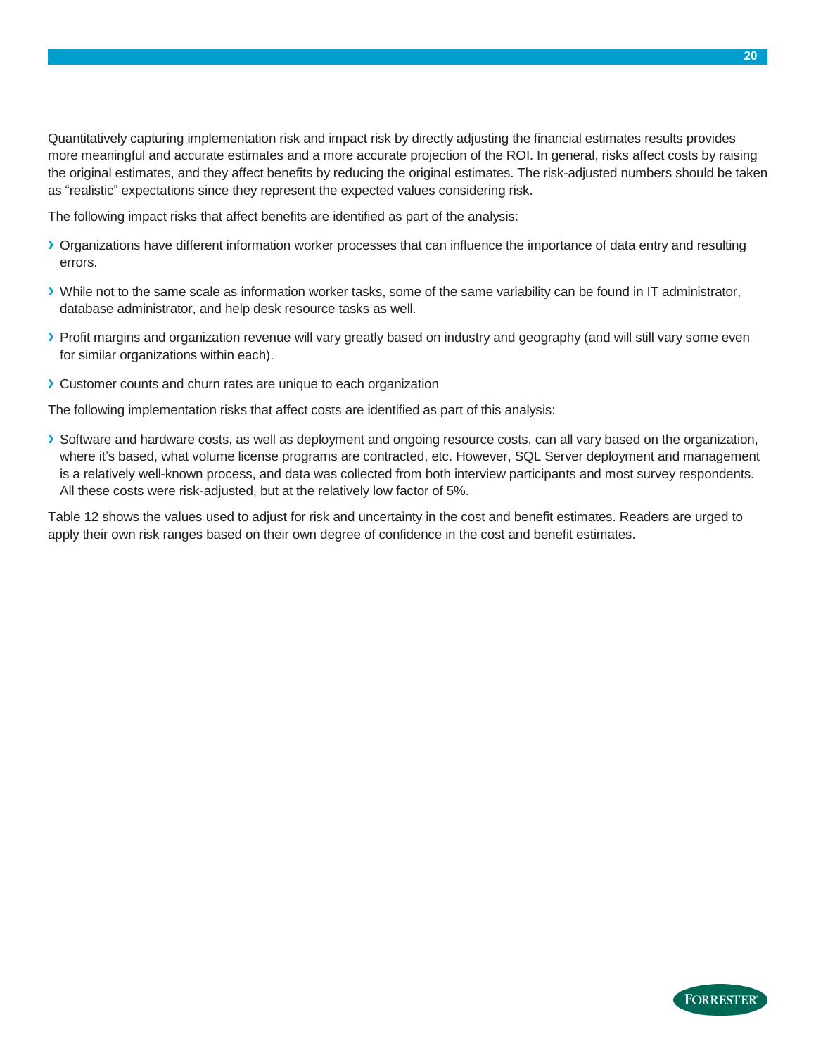Quantitatively capturing implementation risk and impact risk by directly adjusting the financial estimates results provides more meaningful and accurate estimates and a more accurate projection of the ROI. In general, risks affect costs by raising the original estimates, and they affect benefits by reducing the original estimates. The risk-adjusted numbers should be taken as “realistic” expectations since they represent the expected values considering risk.

The following impact risks that affect benefits are identified as part of the analysis:

- Organizations have different information worker processes that can influence the importance of data entry and resulting errors.
- While not to the same scale as information worker tasks, some of the same variability can be found in IT administrator, database administrator, and help desk resource tasks as well.
- Profit margins and organization revenue will vary greatly based on industry and geography (and will still vary some even for similar organizations within each).
- Customer counts and churn rates are unique to each organization

The following implementation risks that affect costs are identified as part of this analysis:

- Software and hardware costs, as well as deployment and ongoing resource costs, can all vary based on the organization, where it’s based, what volume license programs are contracted, etc. However, SQL Server deployment and management is a relatively well-known process, and data was collected from both interview participants and most survey respondents. All these costs were risk-adjusted, but at the relatively low factor of 5%.

Table 12 shows the values used to adjust for risk and uncertainty in the cost and benefit estimates. Readers are urged to apply their own risk ranges based on their own degree of confidence in the cost and benefit estimates.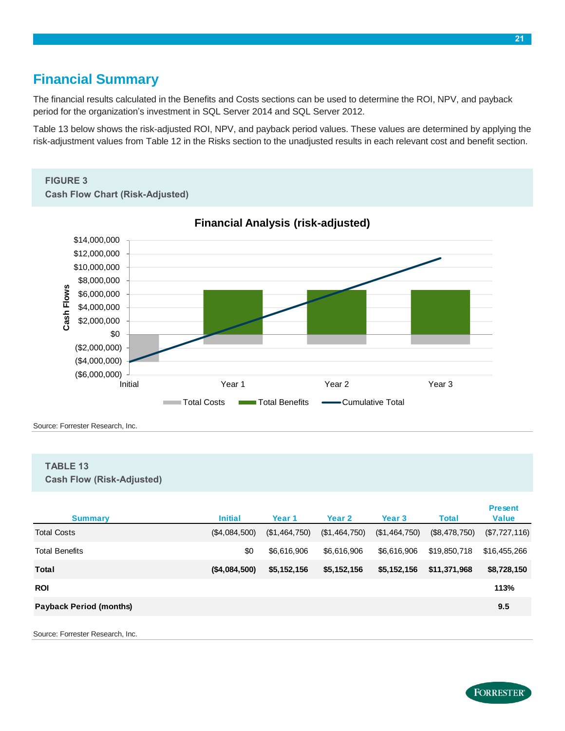## Financial Summary

The financial results calculated in the Benefits and Costs sections can be used to determine the ROI, NPV, and payback period for the organization's investment in SQL Server 2014 and SQL Server 2012.

Table 13 below shows the risk-adjusted ROI, NPV, and payback period values. These values are determined by applying the risk-adjustment values from Table 12 in the Risks section to the unadjusted results in each relevant cost and benefit section.

**FIGURE 3**
**Cash Flow Chart (Risk-Adjusted)**

Source: Forrester Research, Inc.

**TABLE 13**
**Cash Flow (Risk-Adjusted)**

| Summary | Initial | Year 1 | Year 2 | Year 3 | Total | Present Value |
|---|---|---|---|---|---|---|
| Total Costs | ($4,084,500) | ($1,464,750) | ($1,464,750) | ($1,464,750) | ($8,478,750) | ($7,727,116) |
| Total Benefits | $0 | $6,616,906 | $6,616,906 | $6,616,906 | $19,850,718 | $16,455,266 |
| **Total** | **($4,084,500)** | **$5,152,156** | **$5,152,156** | **$5,152,156** | **$11,371,968** | **$8,728,150** |
| **ROI** | | | | | | **113%** |
| **Payback Period (months)** | | | | | | **9.5** |

Source: Forrester Research, Inc.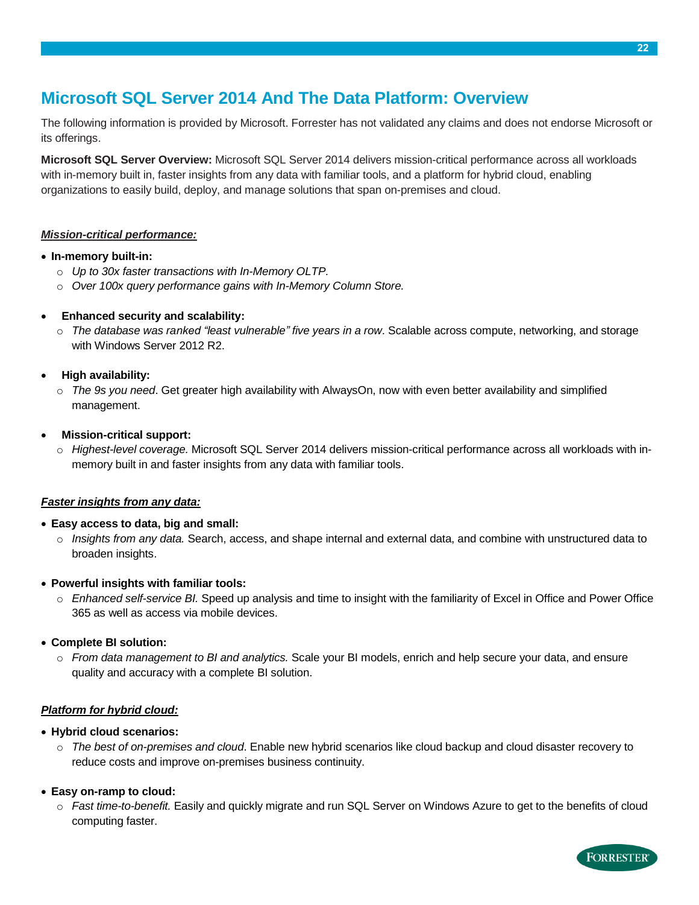# Microsoft SQL Server 2014 And The Data Platform: Overview

The following information is provided by Microsoft. Forrester has not validated any claims and does not endorse Microsoft or its offerings.

**Microsoft SQL Server Overview:** Microsoft SQL Server 2014 delivers mission-critical performance across all workloads with in-memory built in, faster insights from any data with familiar tools, and a platform for hybrid cloud, enabling organizations to easily build, deploy, and manage solutions that span on-premises and cloud.

***Mission-critical performance:***

- **In-memory built-in:**
  - *Up to 30x faster transactions with In-Memory OLTP.*
  - *Over 100x query performance gains with In-Memory Column Store.*

- **Enhanced security and scalability:**
  - *The database was ranked "least vulnerable" five years in a row*. Scalable across compute, networking, and storage with Windows Server 2012 R2.

- **High availability:**
  - *The 9s you need*. Get greater high availability with AlwaysOn, now with even better availability and simplified management.

- **Mission-critical support:**
  - *Highest-level coverage.* Microsoft SQL Server 2014 delivers mission-critical performance across all workloads with in-memory built in and faster insights from any data with familiar tools.

***Faster insights from any data:***

- **Easy access to data, big and small:**
  - *Insights from any data.* Search, access, and shape internal and external data, and combine with unstructured data to broaden insights.

- **Powerful insights with familiar tools:**
  - *Enhanced self-service BI.* Speed up analysis and time to insight with the familiarity of Excel in Office and Power Office 365 as well as access via mobile devices.

- **Complete BI solution:**
  - *From data management to BI and analytics.* Scale your BI models, enrich and help secure your data, and ensure quality and accuracy with a complete BI solution.

***Platform for hybrid cloud:***

- **Hybrid cloud scenarios:**
  - *The best of on-premises and cloud*. Enable new hybrid scenarios like cloud backup and cloud disaster recovery to reduce costs and improve on-premises business continuity.

- **Easy on-ramp to cloud:**
  - *Fast time-to-benefit.* Easily and quickly migrate and run SQL Server on Windows Azure to get to the benefits of cloud computing faster.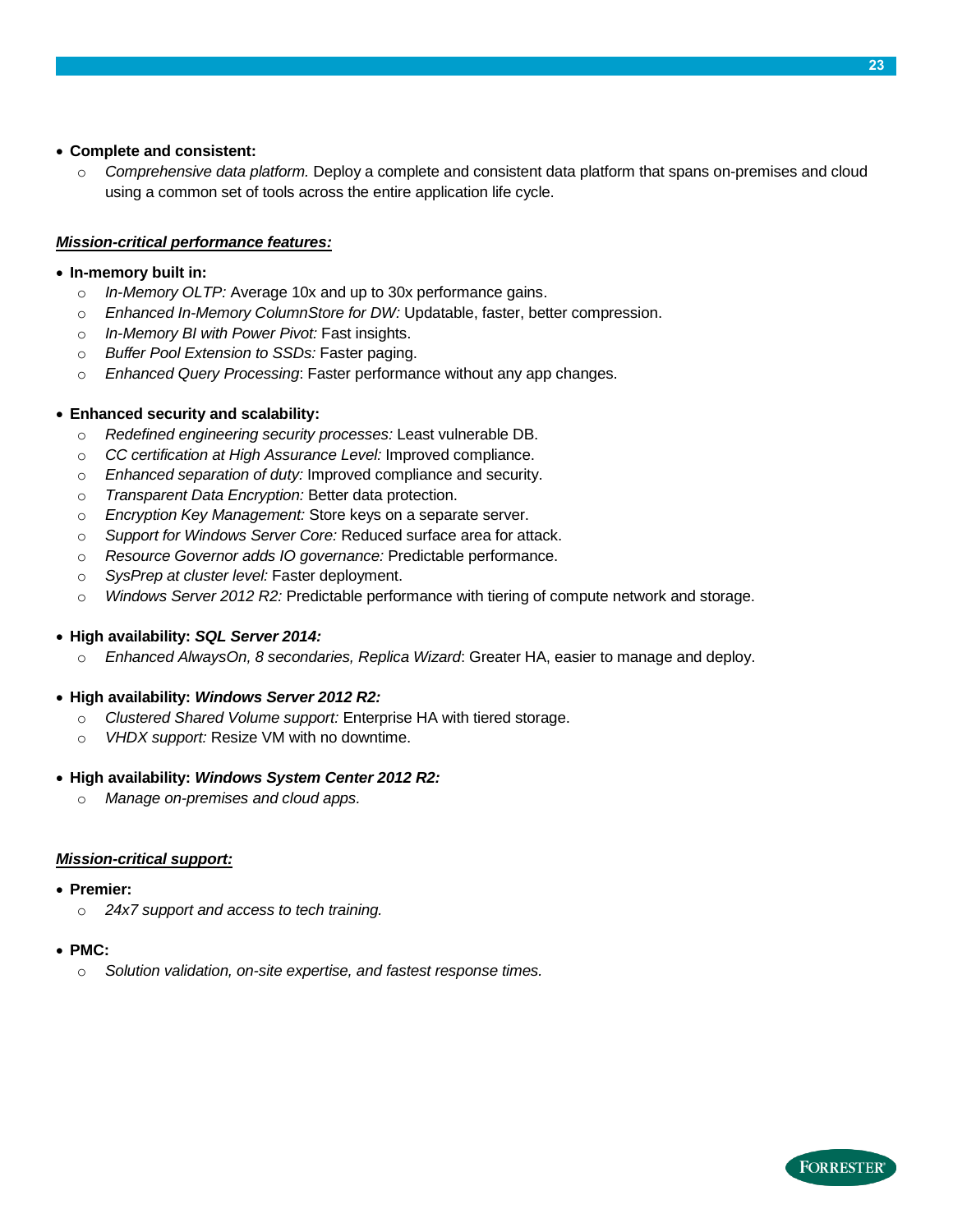- **Complete and consistent:**
    - *Comprehensive data platform.* Deploy a complete and consistent data platform that spans on-premises and cloud using a common set of tools across the entire application life cycle.

***<u>Mission-critical performance features:</u>***

- **In-memory built in:**
    - *In-Memory OLTP:* Average 10x and up to 30x performance gains.
    - *Enhanced In-Memory ColumnStore for DW:* Updatable, faster, better compression.
    - *In-Memory BI with Power Pivot:* Fast insights.
    - *Buffer Pool Extension to SSDs:* Faster paging.
    - *Enhanced Query Processing*: Faster performance without any app changes.

- **Enhanced security and scalability:**
    - *Redefined engineering security processes:* Least vulnerable DB.
    - *CC certification at High Assurance Level:* Improved compliance.
    - *Enhanced separation of duty:* Improved compliance and security.
    - *Transparent Data Encryption:* Better data protection.
    - *Encryption Key Management:* Store keys on a separate server.
    - *Support for Windows Server Core:* Reduced surface area for attack.
    - *Resource Governor adds IO governance:* Predictable performance.
    - *SysPrep at cluster level:* Faster deployment.
    - *Windows Server 2012 R2:* Predictable performance with tiering of compute network and storage.

- **High availability: *SQL Server 2014:***
    - *Enhanced AlwaysOn, 8 secondaries, Replica Wizard*: Greater HA, easier to manage and deploy.

- **High availability: *Windows Server 2012 R2:***
    - *Clustered Shared Volume support:* Enterprise HA with tiered storage.
    - *VHDX support:* Resize VM with no downtime.

- **High availability: *Windows System Center 2012 R2:***
    - *Manage on-premises and cloud apps.*

***<u>Mission-critical support:</u>***

- **Premier:**
    - *24x7 support and access to tech training.*

- **PMC:**
    - *Solution validation, on-site expertise, and fastest response times.*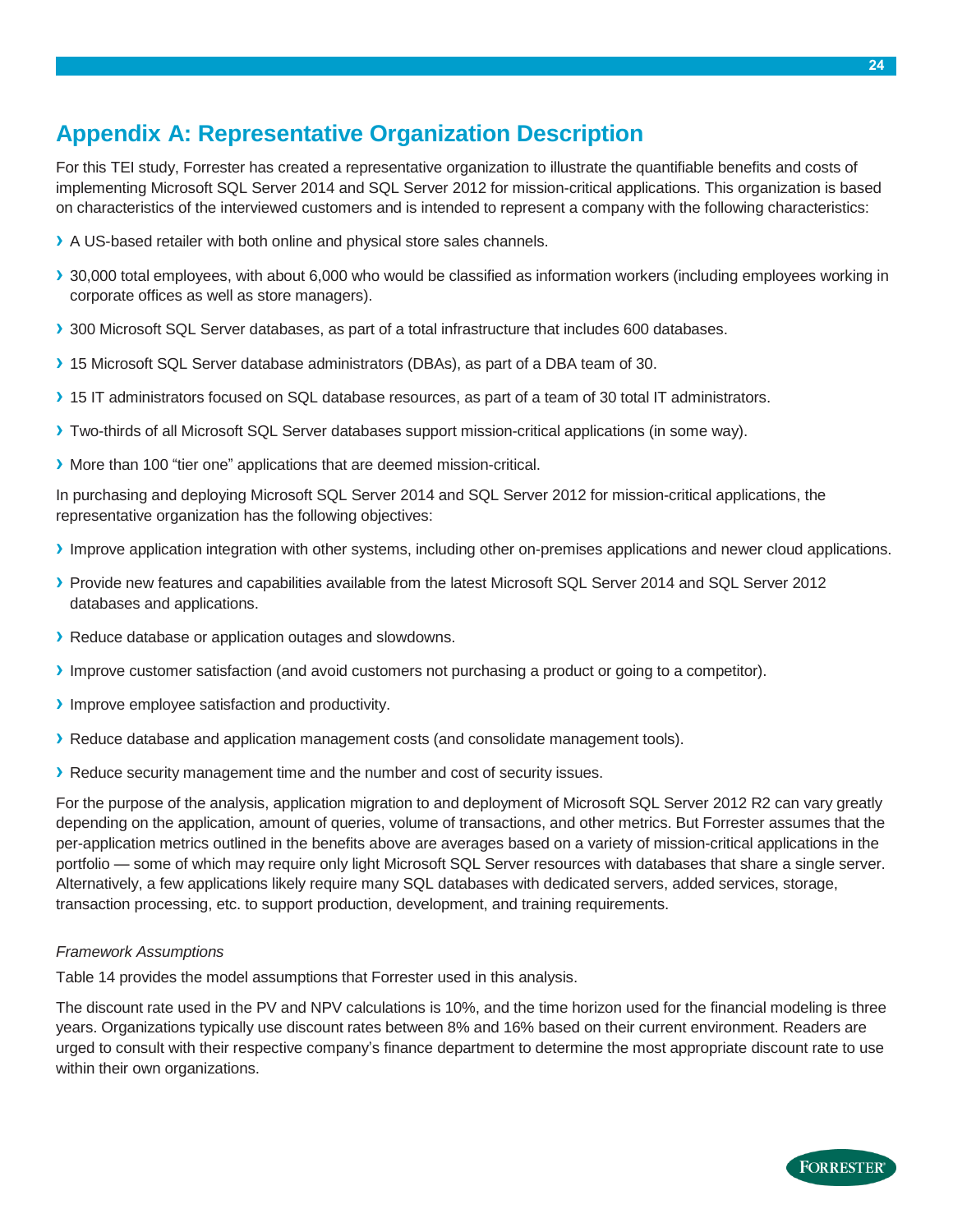## Appendix A: Representative Organization Description

For this TEI study, Forrester has created a representative organization to illustrate the quantifiable benefits and costs of implementing Microsoft SQL Server 2014 and SQL Server 2012 for mission-critical applications. This organization is based on characteristics of the interviewed customers and is intended to represent a company with the following characteristics:

- A US-based retailer with both online and physical store sales channels.
- 30,000 total employees, with about 6,000 who would be classified as information workers (including employees working in corporate offices as well as store managers).
- 300 Microsoft SQL Server databases, as part of a total infrastructure that includes 600 databases.
- 15 Microsoft SQL Server database administrators (DBAs), as part of a DBA team of 30.
- 15 IT administrators focused on SQL database resources, as part of a team of 30 total IT administrators.
- Two-thirds of all Microsoft SQL Server databases support mission-critical applications (in some way).
- More than 100 "tier one" applications that are deemed mission-critical.

In purchasing and deploying Microsoft SQL Server 2014 and SQL Server 2012 for mission-critical applications, the representative organization has the following objectives:

- Improve application integration with other systems, including other on-premises applications and newer cloud applications.
- Provide new features and capabilities available from the latest Microsoft SQL Server 2014 and SQL Server 2012 databases and applications.
- Reduce database or application outages and slowdowns.
- Improve customer satisfaction (and avoid customers not purchasing a product or going to a competitor).
- Improve employee satisfaction and productivity.
- Reduce database and application management costs (and consolidate management tools).
- Reduce security management time and the number and cost of security issues.

For the purpose of the analysis, application migration to and deployment of Microsoft SQL Server 2012 R2 can vary greatly depending on the application, amount of queries, volume of transactions, and other metrics. But Forrester assumes that the per-application metrics outlined in the benefits above are averages based on a variety of mission-critical applications in the portfolio — some of which may require only light Microsoft SQL Server resources with databases that share a single server. Alternatively, a few applications likely require many SQL databases with dedicated servers, added services, storage, transaction processing, etc. to support production, development, and training requirements.

*Framework Assumptions*

Table 14 provides the model assumptions that Forrester used in this analysis.

The discount rate used in the PV and NPV calculations is 10%, and the time horizon used for the financial modeling is three years. Organizations typically use discount rates between 8% and 16% based on their current environment. Readers are urged to consult with their respective company's finance department to determine the most appropriate discount rate to use within their own organizations.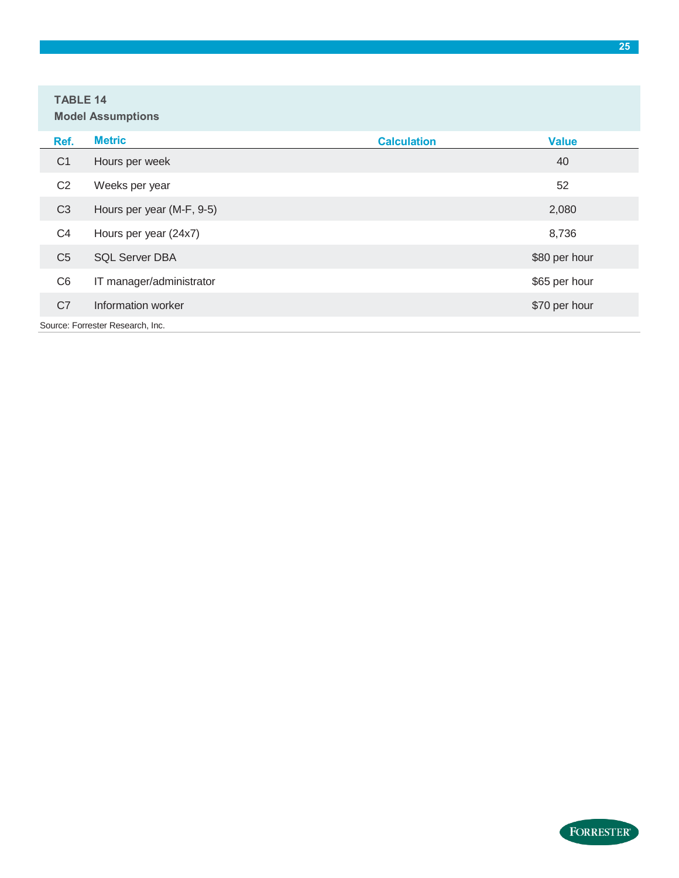**TABLE 14**
**Model Assumptions**

| Ref. | Metric | Calculation | Value |
|---|---|---|---|
| C1 | Hours per week | | 40 |
| C2 | Weeks per year | | 52 |
| C3 | Hours per year (M-F, 9-5) | | 2,080 |
| C4 | Hours per year (24x7) | | 8,736 |
| C5 | SQL Server DBA | | $80 per hour |
| C6 | IT manager/administrator | | $65 per hour |
| C7 | Information worker | | $70 per hour |

Source: Forrester Research, Inc.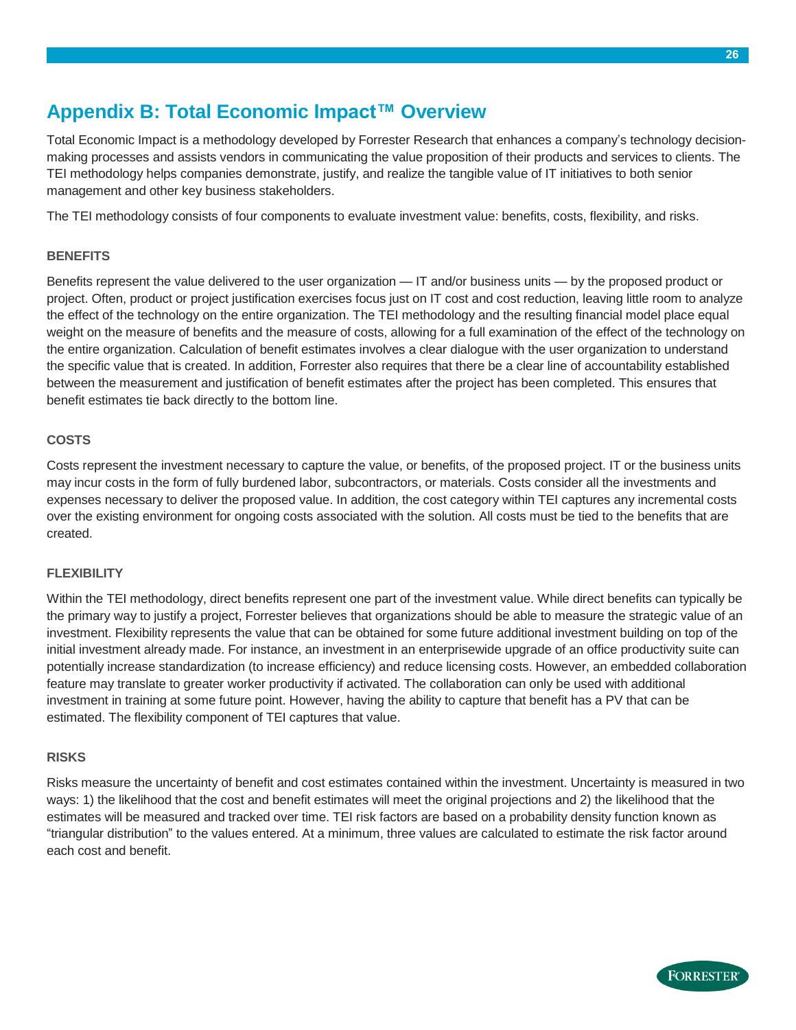# Appendix B: Total Economic Impact™ Overview

Total Economic Impact is a methodology developed by Forrester Research that enhances a company's technology decision-making processes and assists vendors in communicating the value proposition of their products and services to clients. The TEI methodology helps companies demonstrate, justify, and realize the tangible value of IT initiatives to both senior management and other key business stakeholders.

The TEI methodology consists of four components to evaluate investment value: benefits, costs, flexibility, and risks.

### BENEFITS

Benefits represent the value delivered to the user organization — IT and/or business units — by the proposed product or project. Often, product or project justification exercises focus just on IT cost and cost reduction, leaving little room to analyze the effect of the technology on the entire organization. The TEI methodology and the resulting financial model place equal weight on the measure of benefits and the measure of costs, allowing for a full examination of the effect of the technology on the entire organization. Calculation of benefit estimates involves a clear dialogue with the user organization to understand the specific value that is created. In addition, Forrester also requires that there be a clear line of accountability established between the measurement and justification of benefit estimates after the project has been completed. This ensures that benefit estimates tie back directly to the bottom line.

### COSTS

Costs represent the investment necessary to capture the value, or benefits, of the proposed project. IT or the business units may incur costs in the form of fully burdened labor, subcontractors, or materials. Costs consider all the investments and expenses necessary to deliver the proposed value. In addition, the cost category within TEI captures any incremental costs over the existing environment for ongoing costs associated with the solution. All costs must be tied to the benefits that are created.

### FLEXIBILITY

Within the TEI methodology, direct benefits represent one part of the investment value. While direct benefits can typically be the primary way to justify a project, Forrester believes that organizations should be able to measure the strategic value of an investment. Flexibility represents the value that can be obtained for some future additional investment building on top of the initial investment already made. For instance, an investment in an enterprisewide upgrade of an office productivity suite can potentially increase standardization (to increase efficiency) and reduce licensing costs. However, an embedded collaboration feature may translate to greater worker productivity if activated. The collaboration can only be used with additional investment in training at some future point. However, having the ability to capture that benefit has a PV that can be estimated. The flexibility component of TEI captures that value.

### RISKS

Risks measure the uncertainty of benefit and cost estimates contained within the investment. Uncertainty is measured in two ways: 1) the likelihood that the cost and benefit estimates will meet the original projections and 2) the likelihood that the estimates will be measured and tracked over time. TEI risk factors are based on a probability density function known as "triangular distribution" to the values entered. At a minimum, three values are calculated to estimate the risk factor around each cost and benefit.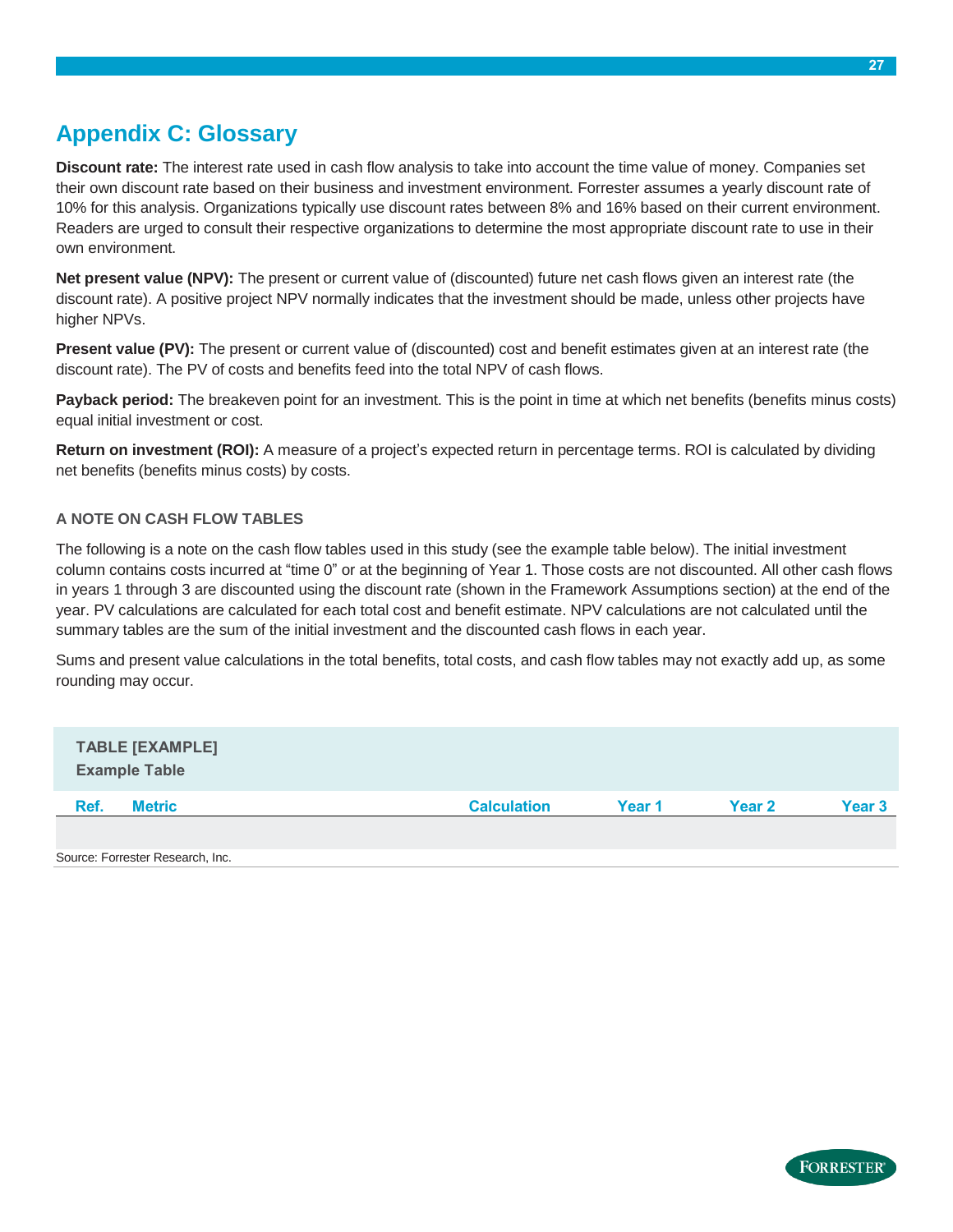# Appendix C: Glossary

**Discount rate:** The interest rate used in cash flow analysis to take into account the time value of money. Companies set their own discount rate based on their business and investment environment. Forrester assumes a yearly discount rate of 10% for this analysis. Organizations typically use discount rates between 8% and 16% based on their current environment. Readers are urged to consult their respective organizations to determine the most appropriate discount rate to use in their own environment.

**Net present value (NPV):** The present or current value of (discounted) future net cash flows given an interest rate (the discount rate). A positive project NPV normally indicates that the investment should be made, unless other projects have higher NPVs.

**Present value (PV):** The present or current value of (discounted) cost and benefit estimates given at an interest rate (the discount rate). The PV of costs and benefits feed into the total NPV of cash flows.

**Payback period:** The breakeven point for an investment. This is the point in time at which net benefits (benefits minus costs) equal initial investment or cost.

**Return on investment (ROI):** A measure of a project's expected return in percentage terms. ROI is calculated by dividing net benefits (benefits minus costs) by costs.

#### A NOTE ON CASH FLOW TABLES

The following is a note on the cash flow tables used in this study (see the example table below). The initial investment column contains costs incurred at "time 0" or at the beginning of Year 1. Those costs are not discounted. All other cash flows in years 1 through 3 are discounted using the discount rate (shown in the Framework Assumptions section) at the end of the year. PV calculations are calculated for each total cost and benefit estimate. NPV calculations are not calculated until the summary tables are the sum of the initial investment and the discounted cash flows in each year.

Sums and present value calculations in the total benefits, total costs, and cash flow tables may not exactly add up, as some rounding may occur.

**TABLE [EXAMPLE]**
**Example Table**

| Ref. | Metric | Calculation | Year 1 | Year 2 | Year 3 |
|---|---|---|---|---|---|
| | | | | | |

Source: Forrester Research, Inc.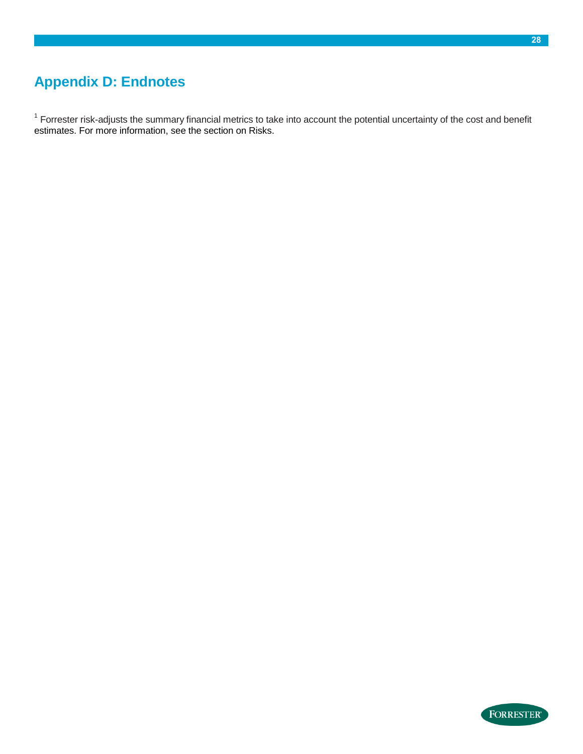# Appendix D: Endnotes

[1] Forrester risk-adjusts the summary financial metrics to take into account the potential uncertainty of the cost and benefit estimates. For more information, see the section on Risks.